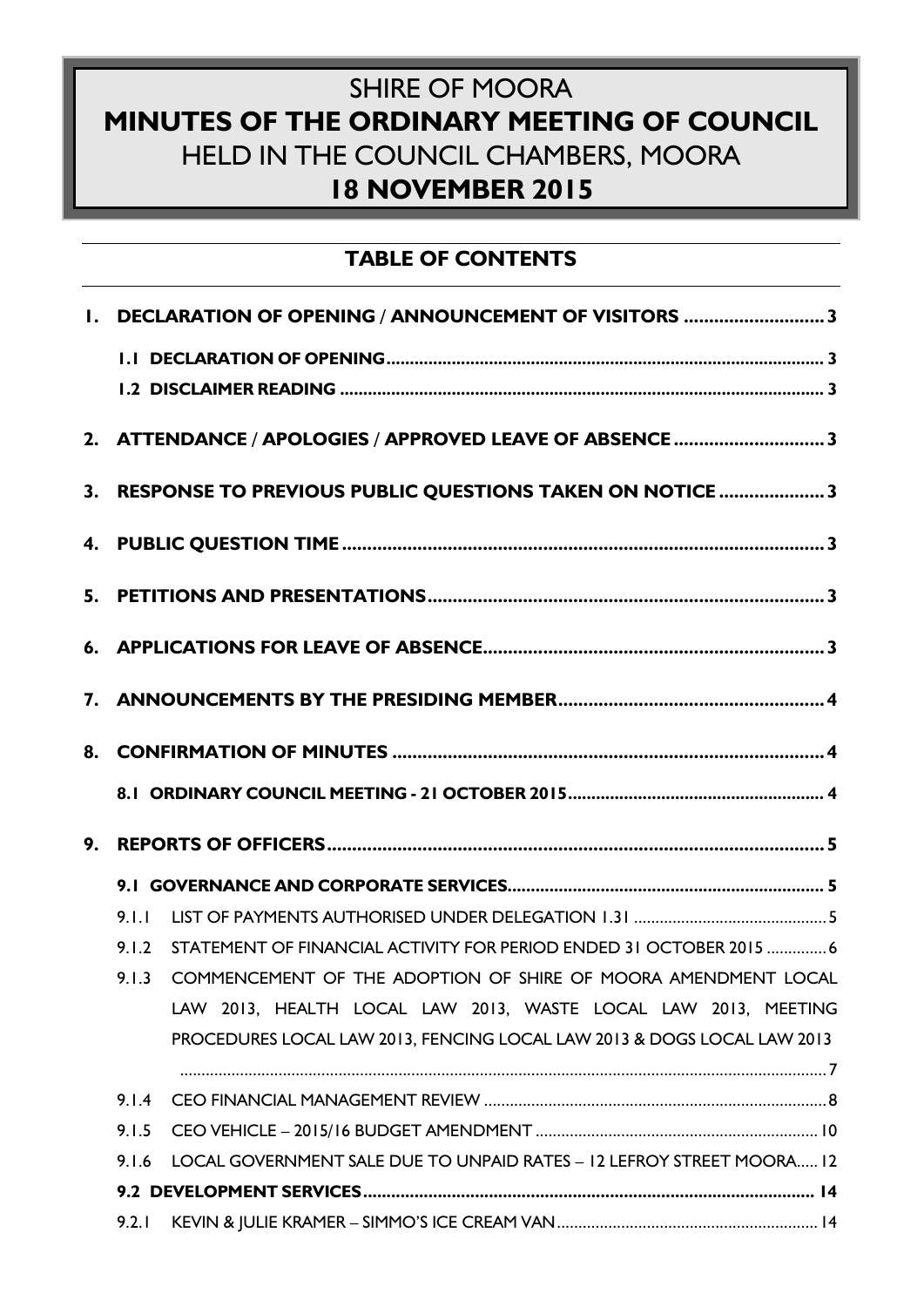# SHIRE OF MOORA
# MINUTES OF THE ORDINARY MEETING OF COUNCIL
# HELD IN THE COUNCIL CHAMBERS, MOORA
# 18 NOVEMBER 2015

## TABLE OF CONTENTS

**1. DECLARATION OF OPENING / ANNOUNCEMENT OF VISITORS ........................... 3**

- **1.1 DECLARATION OF OPENING ........................................................................ 3**
- **1.2 DISCLAIMER READING .................................................................................. 3**

**2. ATTENDANCE / APOLOGIES / APPROVED LEAVE OF ABSENCE ............................ 3**

**3. RESPONSE TO PREVIOUS PUBLIC QUESTIONS TAKEN ON NOTICE .................... 3**

**4. PUBLIC QUESTION TIME ............................................................................... 3**

**5. PETITIONS AND PRESENTATIONS .................................................................. 3**

**6. APPLICATIONS FOR LEAVE OF ABSENCE ......................................................... 3**

**7. ANNOUNCEMENTS BY THE PRESIDING MEMBER ............................................... 4**

**8. CONFIRMATION OF MINUTES ......................................................................... 4**

- **8.1 ORDINARY COUNCIL MEETING - 21 OCTOBER 2015 ........................................ 4**

**9. REPORTS OF OFFICERS .................................................................................. 5**

- **9.1 GOVERNANCE AND CORPORATE SERVICES ..................................................... 5**
  - 9.1.1 LIST OF PAYMENTS AUTHORISED UNDER DELEGATION 1.31 ........................... 5
  - 9.1.2 STATEMENT OF FINANCIAL ACTIVITY FOR PERIOD ENDED 31 OCTOBER 2015 ............. 6
  - 9.1.3 COMMENCEMENT OF THE ADOPTION OF SHIRE OF MOORA AMENDMENT LOCAL LAW 2013, HEALTH LOCAL LAW 2013, WASTE LOCAL LAW 2013, MEETING PROCEDURES LOCAL LAW 2013, FENCING LOCAL LAW 2013 & DOGS LOCAL LAW 2013 ............ 7
  - 9.1.4 CEO FINANCIAL MANAGEMENT REVIEW ............................................................. 8
  - 9.1.5 CEO VEHICLE – 2015/16 BUDGET AMENDMENT ................................................ 10
  - 9.1.6 LOCAL GOVERNMENT SALE DUE TO UNPAID RATES – 12 LEFROY STREET MOORA ..... 12
- **9.2 DEVELOPMENT SERVICES ............................................................................... 14**
  - 9.2.1 KEVIN & JULIE KRAMER – SIMMO'S ICE CREAM VAN ........................................... 14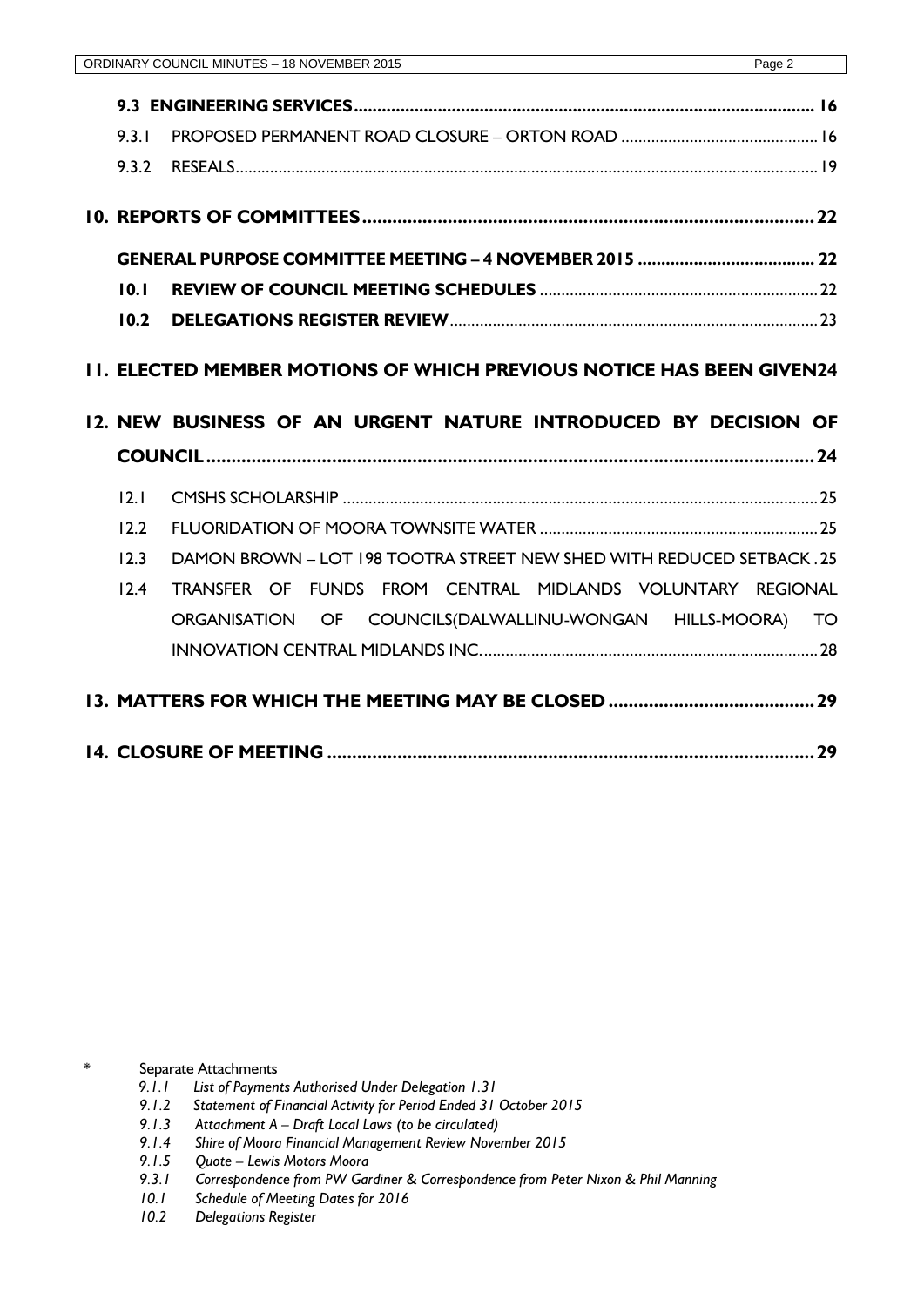**9.3 ENGINEERING SERVICES** .................................................................. 16

9.3.1 PROPOSED PERMANENT ROAD CLOSURE – ORTON ROAD .................................... 16

9.3.2 RESEALS .................................................................................................... 19

**10. REPORTS OF COMMITTEES** ........................................................................ 22

**GENERAL PURPOSE COMMITTEE MEETING – 4 NOVEMBER 2015** ............................ 22

**10.1 REVIEW OF COUNCIL MEETING SCHEDULES** ................................................... 22

**10.2 DELEGATIONS REGISTER REVIEW** ..................................................................... 23

**11. ELECTED MEMBER MOTIONS OF WHICH PREVIOUS NOTICE HAS BEEN GIVEN** 24

**12. NEW BUSINESS OF AN URGENT NATURE INTRODUCED BY DECISION OF COUNCIL** ........................................................................................................ 24

12.1 CMSHS SCHOLARSHIP ....................................................................................... 25

12.2 FLUORIDATION OF MOORA TOWNSITE WATER ................................................... 25

12.3 DAMON BROWN – LOT 198 TOOTRA STREET NEW SHED WITH REDUCED SETBACK . 25

12.4 TRANSFER OF FUNDS FROM CENTRAL MIDLANDS VOLUNTARY REGIONAL ORGANISATION OF COUNCILS(DALWALLINU-WONGAN HILLS-MOORA) TO INNOVATION CENTRAL MIDLANDS INC. ........................................................................ 28

**13. MATTERS FOR WHICH THE MEETING MAY BE CLOSED** ..................................... 29

**14. CLOSURE OF MEETING** ................................................................................ 29

\* Separate Attachments

- *9.1.1 List of Payments Authorised Under Delegation 1.31*
- *9.1.2 Statement of Financial Activity for Period Ended 31 October 2015*
- *9.1.3 Attachment A – Draft Local Laws (to be circulated)*
- *9.1.4 Shire of Moora Financial Management Review November 2015*
- *9.1.5 Quote – Lewis Motors Moora*
- *9.3.1 Correspondence from PW Gardiner & Correspondence from Peter Nixon & Phil Manning*
- *10.1 Schedule of Meeting Dates for 2016*
- *10.2 Delegations Register*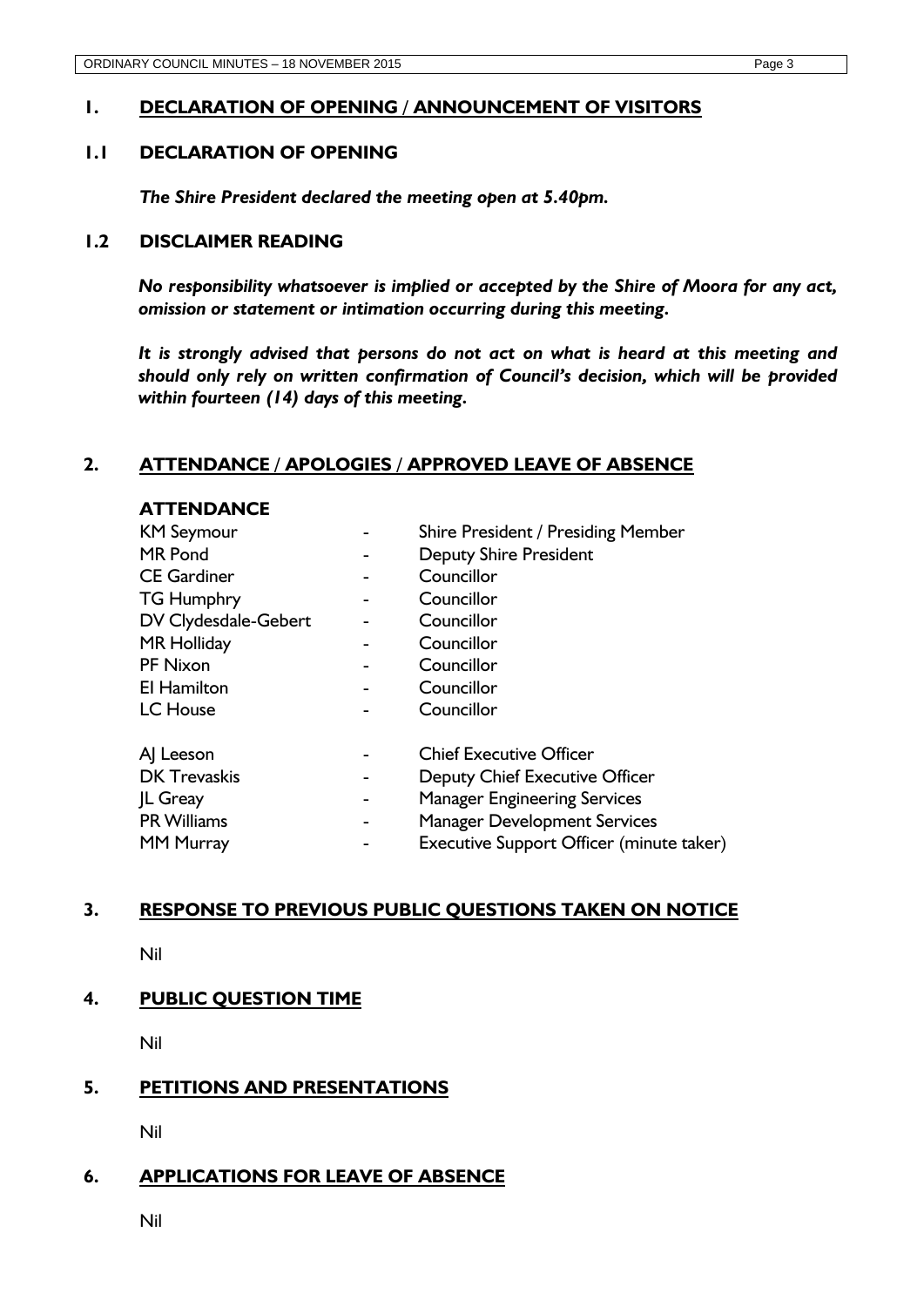# 1. DECLARATION OF OPENING / ANNOUNCEMENT OF VISITORS

## 1.1 DECLARATION OF OPENING

***The Shire President declared the meeting open at 5.40pm.***

## 1.2 DISCLAIMER READING

***No responsibility whatsoever is implied or accepted by the Shire of Moora for any act, omission or statement or intimation occurring during this meeting.***

***It is strongly advised that persons do not act on what is heard at this meeting and should only rely on written confirmation of Council's decision, which will be provided within fourteen (14) days of this meeting.***

# 2. ATTENDANCE / APOLOGIES / APPROVED LEAVE OF ABSENCE

**ATTENDANCE**

| | | |
|---|---|---|
| KM Seymour | - | Shire President / Presiding Member |
| MR Pond | - | Deputy Shire President |
| CE Gardiner | - | Councillor |
| TG Humphry | - | Councillor |
| DV Clydesdale-Gebert | - | Councillor |
| MR Holliday | - | Councillor |
| PF Nixon | - | Councillor |
| EI Hamilton | - | Councillor |
| LC House | - | Councillor |
| AJ Leeson | - | Chief Executive Officer |
| DK Trevaskis | - | Deputy Chief Executive Officer |
| JL Greay | - | Manager Engineering Services |
| PR Williams | - | Manager Development Services |
| MM Murray | - | Executive Support Officer (minute taker) |

# 3. RESPONSE TO PREVIOUS PUBLIC QUESTIONS TAKEN ON NOTICE

Nil

# 4. PUBLIC QUESTION TIME

Nil

# 5. PETITIONS AND PRESENTATIONS

Nil

# 6. APPLICATIONS FOR LEAVE OF ABSENCE

Nil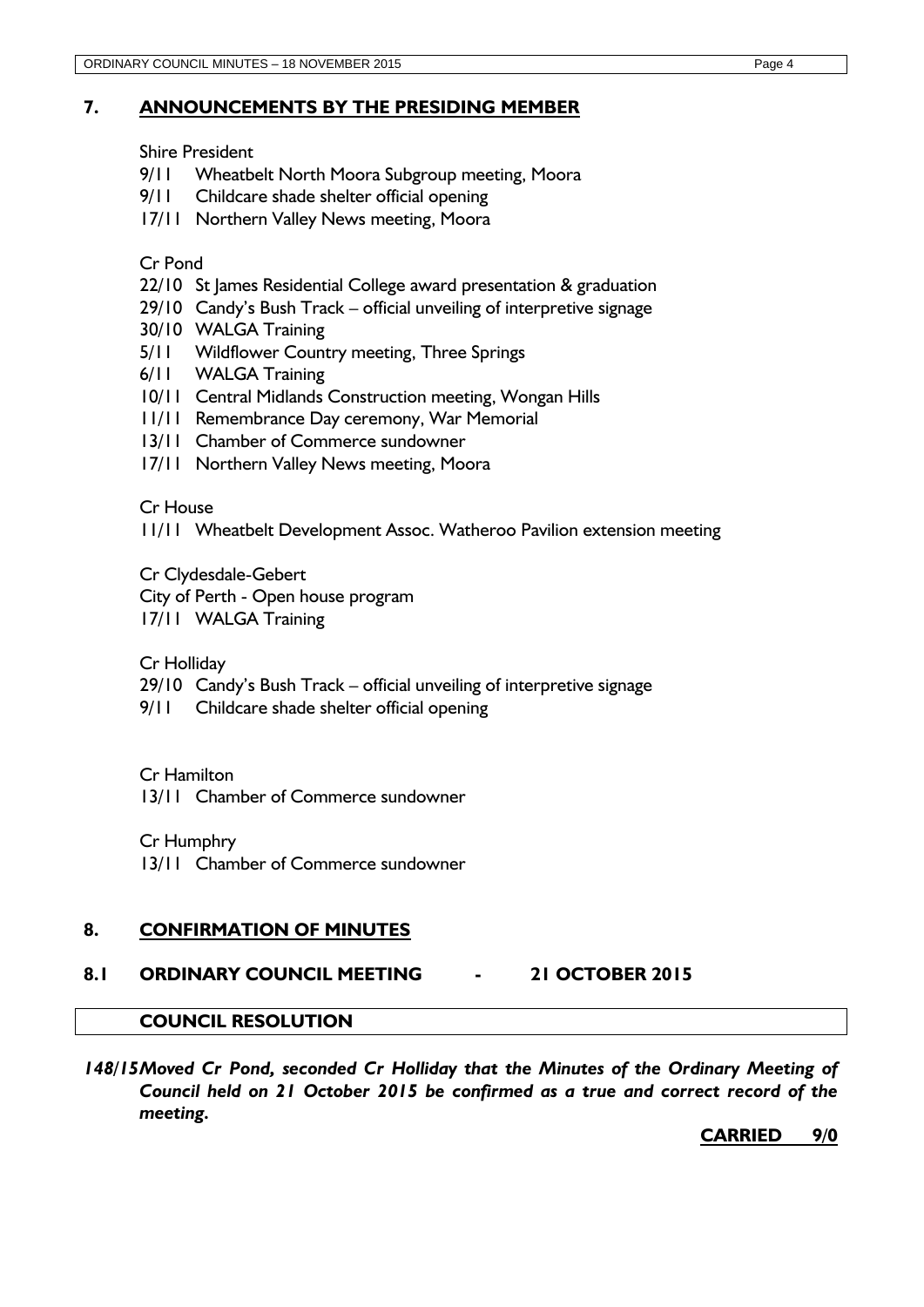## 7. ANNOUNCEMENTS BY THE PRESIDING MEMBER

Shire President

- 9/11 Wheatbelt North Moora Subgroup meeting, Moora
- 9/11 Childcare shade shelter official opening
- 17/11 Northern Valley News meeting, Moora

Cr Pond

- 22/10 St James Residential College award presentation & graduation
- 29/10 Candy's Bush Track – official unveiling of interpretive signage
- 30/10 WALGA Training
- 5/11 Wildflower Country meeting, Three Springs
- 6/11 WALGA Training
- 10/11 Central Midlands Construction meeting, Wongan Hills
- 11/11 Remembrance Day ceremony, War Memorial
- 13/11 Chamber of Commerce sundowner
- 17/11 Northern Valley News meeting, Moora

Cr House

- 11/11 Wheatbelt Development Assoc. Watheroo Pavilion extension meeting

Cr Clydesdale-Gebert

- City of Perth - Open house program
- 17/11 WALGA Training

Cr Holliday

- 29/10 Candy's Bush Track – official unveiling of interpretive signage
- 9/11 Childcare shade shelter official opening

Cr Hamilton

- 13/11 Chamber of Commerce sundowner

Cr Humphry

- 13/11 Chamber of Commerce sundowner

## 8. CONFIRMATION OF MINUTES

### 8.1 ORDINARY COUNCIL MEETING - 21 OCTOBER 2015

**COUNCIL RESOLUTION**

***148/15 Moved Cr Pond, seconded Cr Holliday that the Minutes of the Ordinary Meeting of Council held on 21 October 2015 be confirmed as a true and correct record of the meeting.***

**CARRIED 9/0**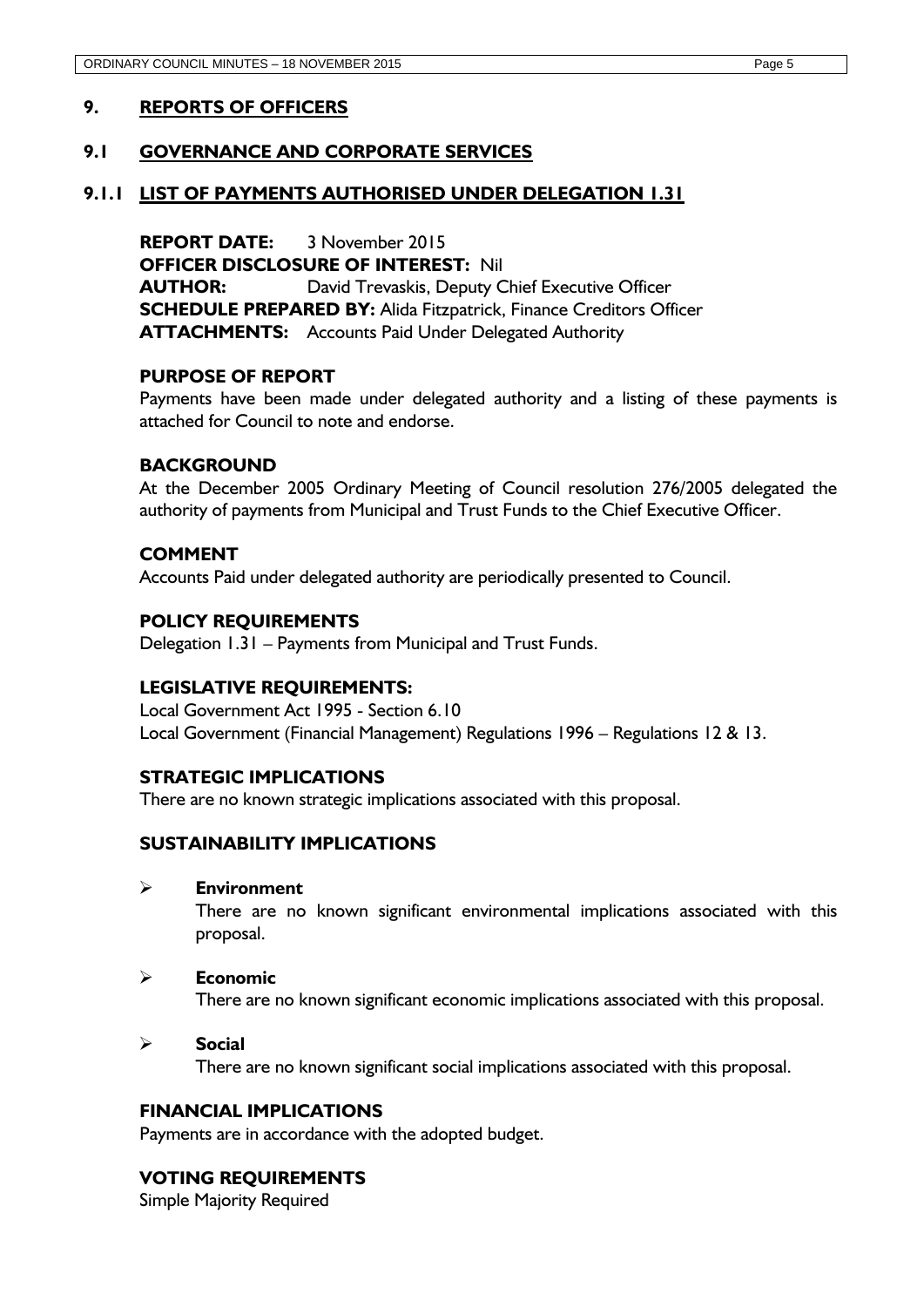# 9. REPORTS OF OFFICERS

## 9.1 GOVERNANCE AND CORPORATE SERVICES

### 9.1.1 LIST OF PAYMENTS AUTHORISED UNDER DELEGATION 1.31

**REPORT DATE:** 3 November 2015
**OFFICER DISCLOSURE OF INTEREST:** Nil
**AUTHOR:** David Trevaskis, Deputy Chief Executive Officer
**SCHEDULE PREPARED BY:** Alida Fitzpatrick, Finance Creditors Officer
**ATTACHMENTS:** Accounts Paid Under Delegated Authority

**PURPOSE OF REPORT**

Payments have been made under delegated authority and a listing of these payments is attached for Council to note and endorse.

**BACKGROUND**

At the December 2005 Ordinary Meeting of Council resolution 276/2005 delegated the authority of payments from Municipal and Trust Funds to the Chief Executive Officer.

**COMMENT**

Accounts Paid under delegated authority are periodically presented to Council.

**POLICY REQUIREMENTS**

Delegation 1.31 – Payments from Municipal and Trust Funds.

**LEGISLATIVE REQUIREMENTS:**

Local Government Act 1995 - Section 6.10
Local Government (Financial Management) Regulations 1996 – Regulations 12 & 13.

**STRATEGIC IMPLICATIONS**

There are no known strategic implications associated with this proposal.

**SUSTAINABILITY IMPLICATIONS**

- **Environment**
  There are no known significant environmental implications associated with this proposal.
- **Economic**
  There are no known significant economic implications associated with this proposal.
- **Social**
  There are no known significant social implications associated with this proposal.

**FINANCIAL IMPLICATIONS**

Payments are in accordance with the adopted budget.

**VOTING REQUIREMENTS**

Simple Majority Required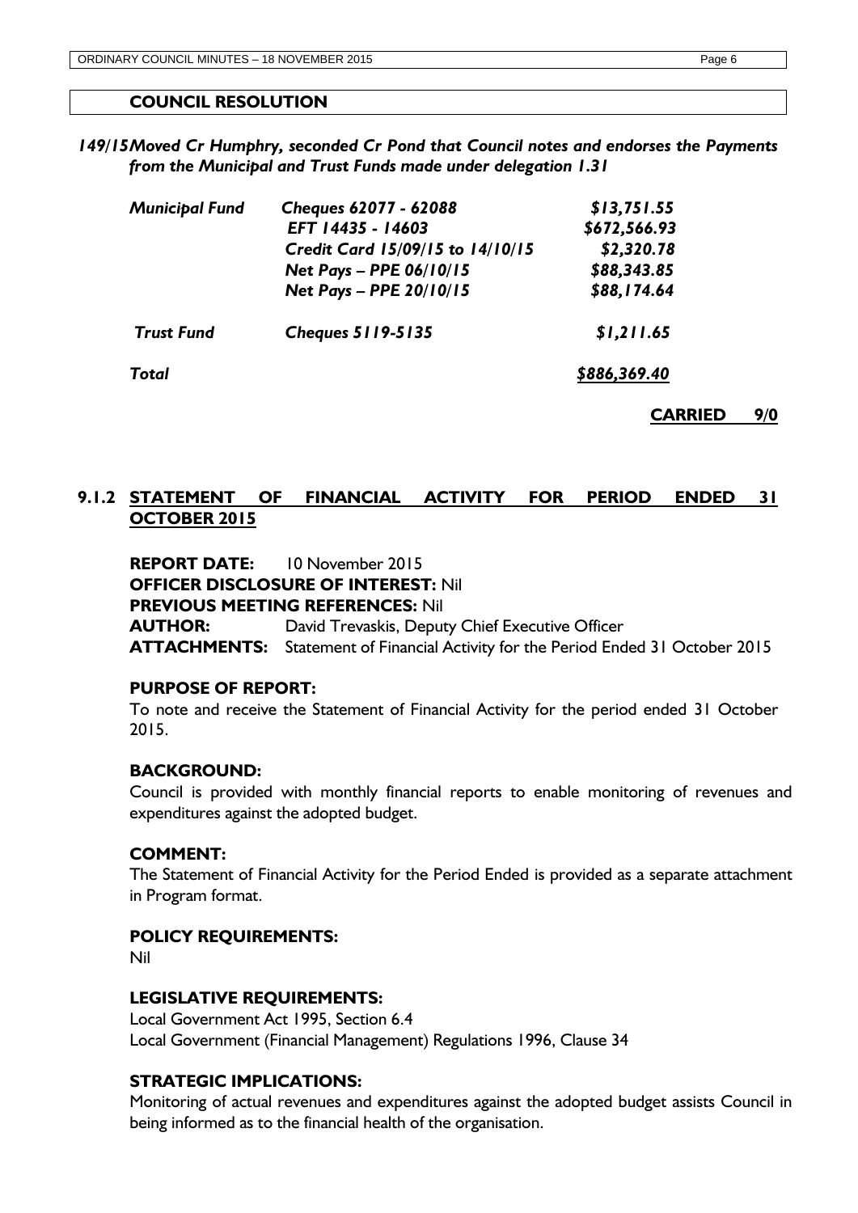**COUNCIL RESOLUTION**

***149/15 Moved Cr Humphry, seconded Cr Pond that Council notes and endorses the Payments from the Municipal and Trust Funds made under delegation 1.31***

| | | |
|---|---|---|
| *Municipal Fund* | *Cheques 62077 - 62088* | *$13,751.55* |
| | *EFT 14435 - 14603* | *$672,566.93* |
| | *Credit Card 15/09/15 to 14/10/15* | *$2,320.78* |
| | *Net Pays – PPE 06/10/15* | *$88,343.85* |
| | *Net Pays – PPE 20/10/15* | *$88,174.64* |
| *Trust Fund* | *Cheques 5119-5135* | *$1,211.65* |
| *Total* | | *$886,369.40* |

**CARRIED 9/0**

## 9.1.2 STATEMENT OF FINANCIAL ACTIVITY FOR PERIOD ENDED 31 OCTOBER 2015

**REPORT DATE:** 10 November 2015
**OFFICER DISCLOSURE OF INTEREST:** Nil
**PREVIOUS MEETING REFERENCES:** Nil
**AUTHOR:** David Trevaskis, Deputy Chief Executive Officer
**ATTACHMENTS:** Statement of Financial Activity for the Period Ended 31 October 2015

**PURPOSE OF REPORT:**
To note and receive the Statement of Financial Activity for the period ended 31 October 2015.

**BACKGROUND:**
Council is provided with monthly financial reports to enable monitoring of revenues and expenditures against the adopted budget.

**COMMENT:**
The Statement of Financial Activity for the Period Ended is provided as a separate attachment in Program format.

**POLICY REQUIREMENTS:**
Nil

**LEGISLATIVE REQUIREMENTS:**
Local Government Act 1995, Section 6.4
Local Government (Financial Management) Regulations 1996, Clause 34

**STRATEGIC IMPLICATIONS:**
Monitoring of actual revenues and expenditures against the adopted budget assists Council in being informed as to the financial health of the organisation.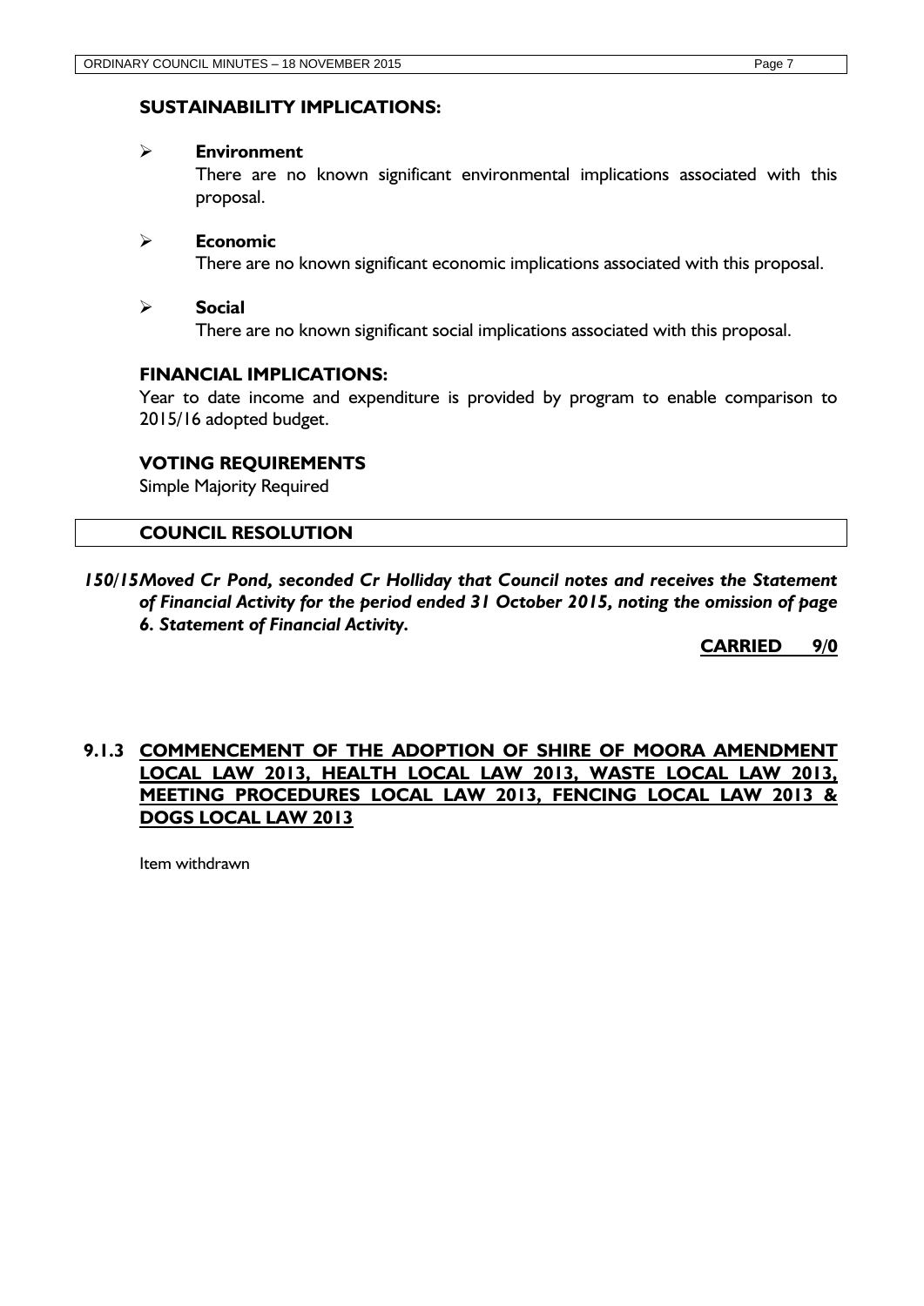### SUSTAINABILITY IMPLICATIONS:

- **Environment**
  There are no known significant environmental implications associated with this proposal.

- **Economic**
  There are no known significant economic implications associated with this proposal.

- **Social**
  There are no known significant social implications associated with this proposal.

### FINANCIAL IMPLICATIONS:

Year to date income and expenditure is provided by program to enable comparison to 2015/16 adopted budget.

### VOTING REQUIREMENTS

Simple Majority Required

### COUNCIL RESOLUTION

***150/15 Moved Cr Pond, seconded Cr Holliday that Council notes and receives the Statement of Financial Activity for the period ended 31 October 2015, noting the omission of page 6. Statement of Financial Activity.***

**CARRIED 9/0**

## 9.1.3 COMMENCEMENT OF THE ADOPTION OF SHIRE OF MOORA AMENDMENT LOCAL LAW 2013, HEALTH LOCAL LAW 2013, WASTE LOCAL LAW 2013, MEETING PROCEDURES LOCAL LAW 2013, FENCING LOCAL LAW 2013 & DOGS LOCAL LAW 2013

Item withdrawn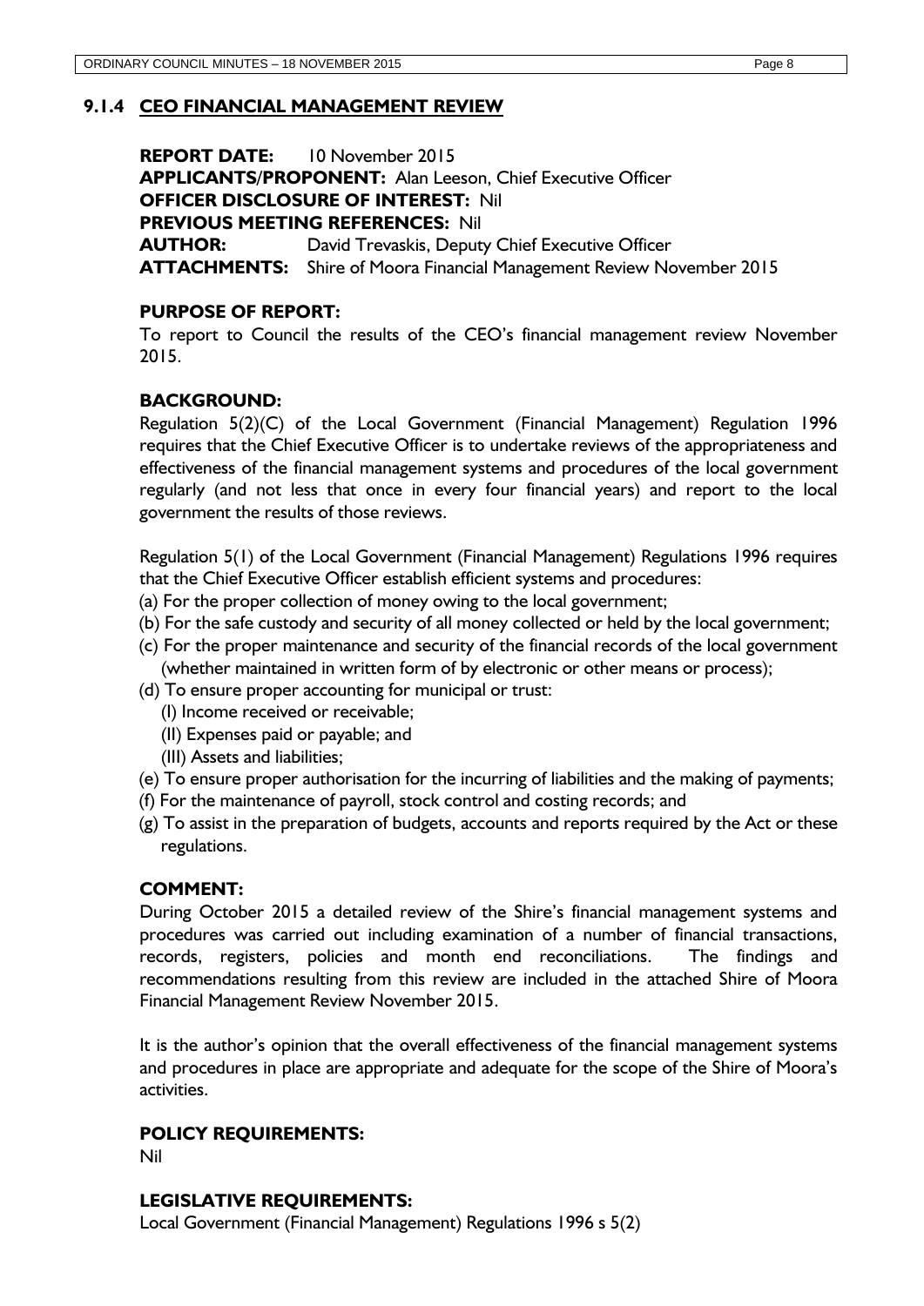### 9.1.4 CEO FINANCIAL MANAGEMENT REVIEW

**REPORT DATE:** 10 November 2015
**APPLICANTS/PROPONENT:** Alan Leeson, Chief Executive Officer
**OFFICER DISCLOSURE OF INTEREST:** Nil
**PREVIOUS MEETING REFERENCES:** Nil
**AUTHOR:** David Trevaskis, Deputy Chief Executive Officer
**ATTACHMENTS:** Shire of Moora Financial Management Review November 2015

**PURPOSE OF REPORT:**

To report to Council the results of the CEO's financial management review November 2015.

**BACKGROUND:**

Regulation 5(2)(C) of the Local Government (Financial Management) Regulation 1996 requires that the Chief Executive Officer is to undertake reviews of the appropriateness and effectiveness of the financial management systems and procedures of the local government regularly (and not less that once in every four financial years) and report to the local government the results of those reviews.

Regulation 5(1) of the Local Government (Financial Management) Regulations 1996 requires that the Chief Executive Officer establish efficient systems and procedures:

(a) For the proper collection of money owing to the local government;
(b) For the safe custody and security of all money collected or held by the local government;
(c) For the proper maintenance and security of the financial records of the local government (whether maintained in written form of by electronic or other means or process);
(d) To ensure proper accounting for municipal or trust:
  (I) Income received or receivable;
  (II) Expenses paid or payable; and
  (III) Assets and liabilities;
(e) To ensure proper authorisation for the incurring of liabilities and the making of payments;
(f) For the maintenance of payroll, stock control and costing records; and
(g) To assist in the preparation of budgets, accounts and reports required by the Act or these regulations.

**COMMENT:**

During October 2015 a detailed review of the Shire's financial management systems and procedures was carried out including examination of a number of financial transactions, records, registers, policies and month end reconciliations. The findings and recommendations resulting from this review are included in the attached Shire of Moora Financial Management Review November 2015.

It is the author's opinion that the overall effectiveness of the financial management systems and procedures in place are appropriate and adequate for the scope of the Shire of Moora's activities.

**POLICY REQUIREMENTS:**

Nil

**LEGISLATIVE REQUIREMENTS:**

Local Government (Financial Management) Regulations 1996 s 5(2)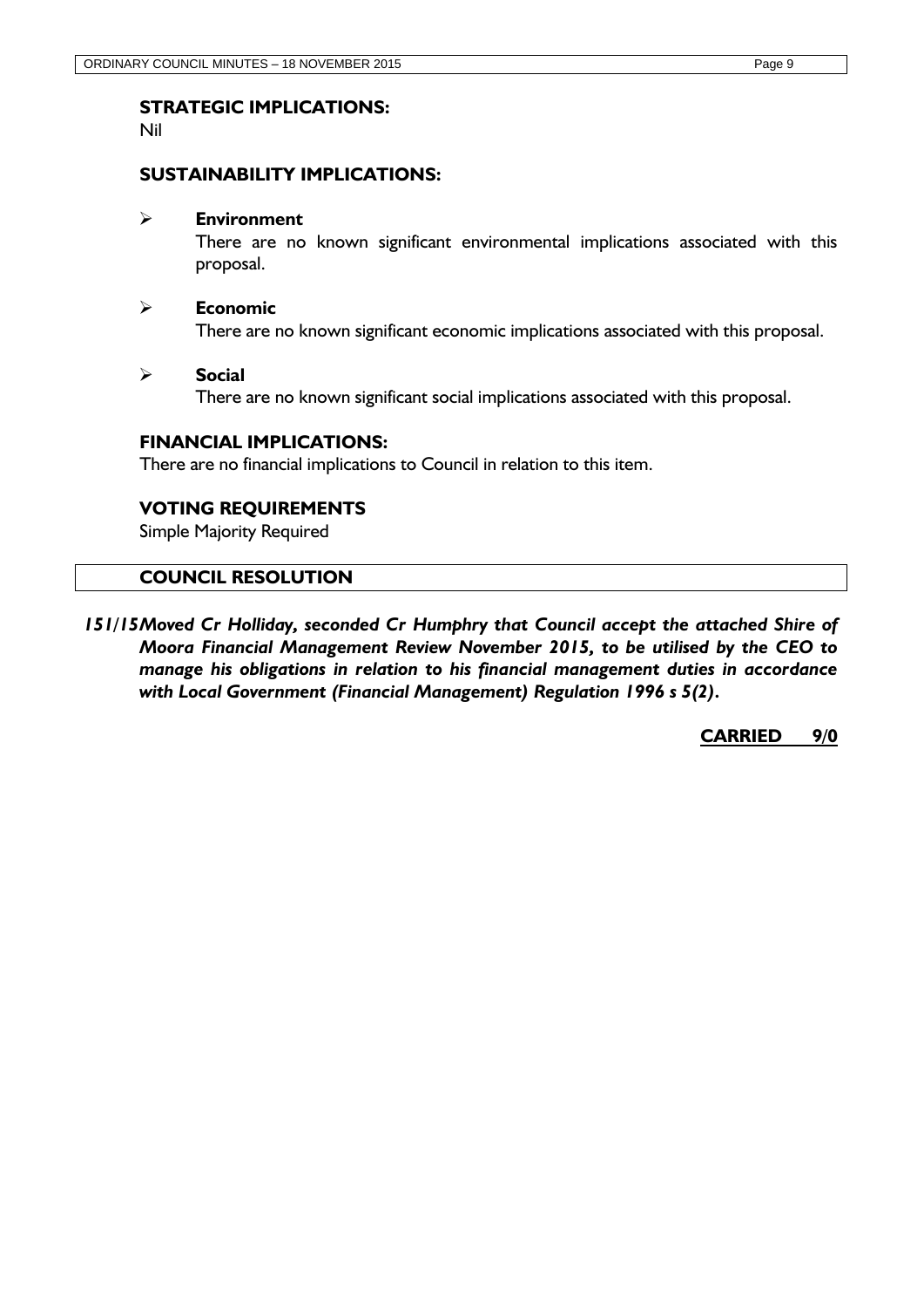### STRATEGIC IMPLICATIONS:

Nil

### SUSTAINABILITY IMPLICATIONS:

- **Environment**
  There are no known significant environmental implications associated with this proposal.

- **Economic**
  There are no known significant economic implications associated with this proposal.

- **Social**
  There are no known significant social implications associated with this proposal.

### FINANCIAL IMPLICATIONS:

There are no financial implications to Council in relation to this item.

### VOTING REQUIREMENTS

Simple Majority Required

### COUNCIL RESOLUTION

***151/15 Moved Cr Holliday, seconded Cr Humphry that Council accept the attached Shire of Moora Financial Management Review November 2015, to be utilised by the CEO to manage his obligations in relation to his financial management duties in accordance with Local Government (Financial Management) Regulation 1996 s 5(2).***

**CARRIED 9/0**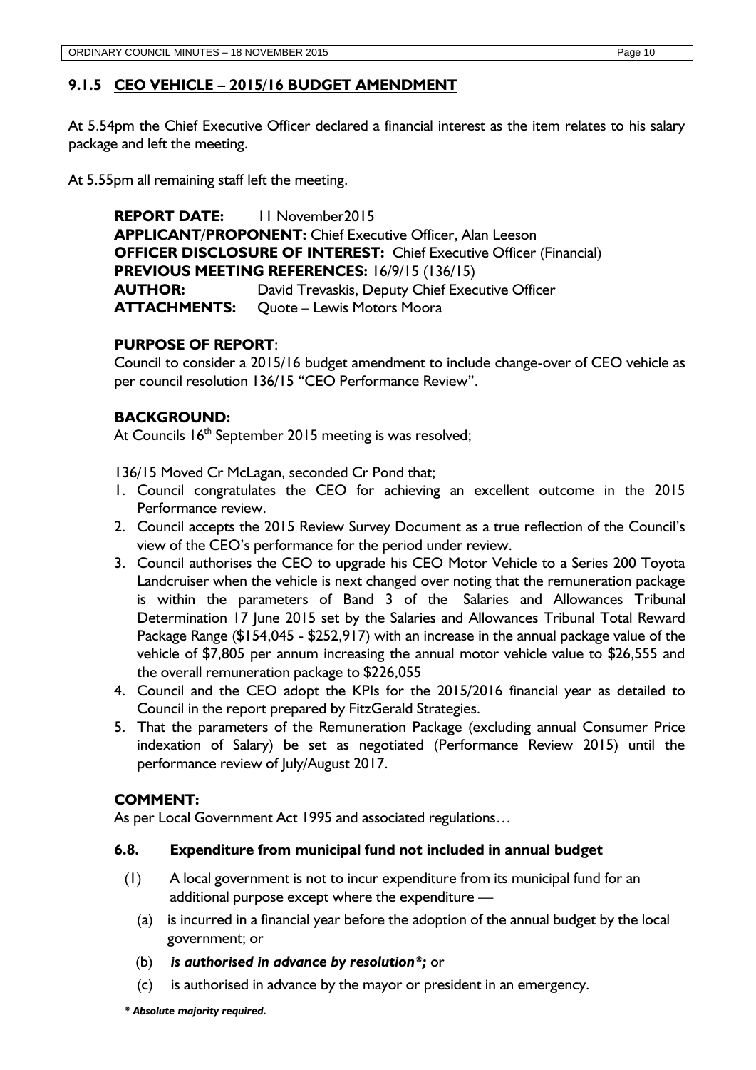### 9.1.5 CEO VEHICLE – 2015/16 BUDGET AMENDMENT

At 5.54pm the Chief Executive Officer declared a financial interest as the item relates to his salary package and left the meeting.

At 5.55pm all remaining staff left the meeting.

**REPORT DATE:** 11 November2015
**APPLICANT/PROPONENT:** Chief Executive Officer, Alan Leeson
**OFFICER DISCLOSURE OF INTEREST:** Chief Executive Officer (Financial)
**PREVIOUS MEETING REFERENCES:** 16/9/15 (136/15)
**AUTHOR:** David Trevaskis, Deputy Chief Executive Officer
**ATTACHMENTS:** Quote – Lewis Motors Moora

**PURPOSE OF REPORT**:
Council to consider a 2015/16 budget amendment to include change-over of CEO vehicle as per council resolution 136/15 "CEO Performance Review".

**BACKGROUND:**
At Councils 16th September 2015 meeting is was resolved;

136/15 Moved Cr McLagan, seconded Cr Pond that;

1. Council congratulates the CEO for achieving an excellent outcome in the 2015 Performance review.
2. Council accepts the 2015 Review Survey Document as a true reflection of the Council's view of the CEO's performance for the period under review.
3. Council authorises the CEO to upgrade his CEO Motor Vehicle to a Series 200 Toyota Landcruiser when the vehicle is next changed over noting that the remuneration package is within the parameters of Band 3 of the Salaries and Allowances Tribunal Determination 17 June 2015 set by the Salaries and Allowances Tribunal Total Reward Package Range ($154,045 - $252,917) with an increase in the annual package value of the vehicle of $7,805 per annum increasing the annual motor vehicle value to $26,555 and the overall remuneration package to $226,055
4. Council and the CEO adopt the KPIs for the 2015/2016 financial year as detailed to Council in the report prepared by FitzGerald Strategies.
5. That the parameters of the Remuneration Package (excluding annual Consumer Price indexation of Salary) be set as negotiated (Performance Review 2015) until the performance review of July/August 2017.

**COMMENT:**
As per Local Government Act 1995 and associated regulations…

**6.8. Expenditure from municipal fund not included in annual budget**

(1) A local government is not to incur expenditure from its municipal fund for an additional purpose except where the expenditure —

(a) is incurred in a financial year before the adoption of the annual budget by the local government; or

(b) ***is authorised in advance by resolution*;*** or

(c) is authorised in advance by the mayor or president in an emergency.

***\* Absolute majority required.***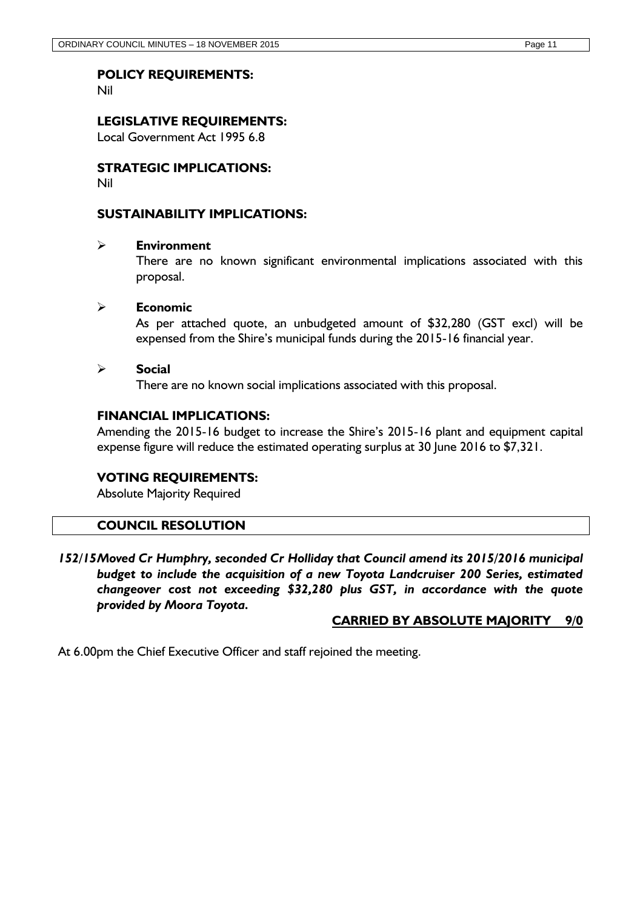### POLICY REQUIREMENTS:

Nil

### LEGISLATIVE REQUIREMENTS:

Local Government Act 1995 6.8

### STRATEGIC IMPLICATIONS:

Nil

### SUSTAINABILITY IMPLICATIONS:

- **Environment**

  There are no known significant environmental implications associated with this proposal.

- **Economic**

  As per attached quote, an unbudgeted amount of $32,280 (GST excl) will be expensed from the Shire's municipal funds during the 2015-16 financial year.

- **Social**

  There are no known social implications associated with this proposal.

### FINANCIAL IMPLICATIONS:

Amending the 2015-16 budget to increase the Shire's 2015-16 plant and equipment capital expense figure will reduce the estimated operating surplus at 30 June 2016 to $7,321.

### VOTING REQUIREMENTS:

Absolute Majority Required

### COUNCIL RESOLUTION

***152/15 Moved Cr Humphry, seconded Cr Holliday that Council amend its 2015/2016 municipal budget to include the acquisition of a new Toyota Landcruiser 200 Series, estimated changeover cost not exceeding $32,280 plus GST, in accordance with the quote provided by Moora Toyota.***

**CARRIED BY ABSOLUTE MAJORITY 9/0**

At 6.00pm the Chief Executive Officer and staff rejoined the meeting.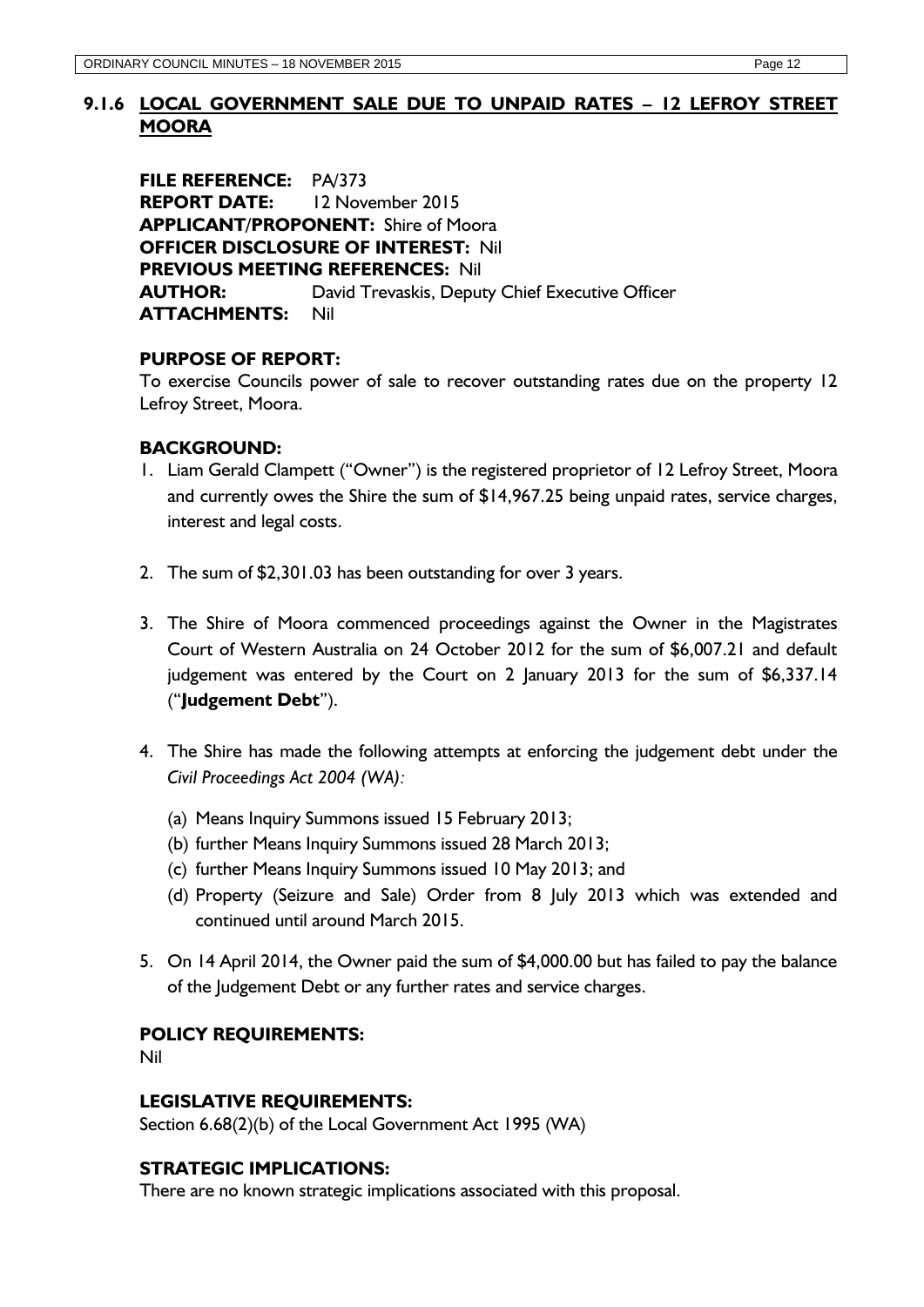## 9.1.6 LOCAL GOVERNMENT SALE DUE TO UNPAID RATES – 12 LEFROY STREET MOORA

**FILE REFERENCE:** PA/373
**REPORT DATE:** 12 November 2015
**APPLICANT/PROPONENT:** Shire of Moora
**OFFICER DISCLOSURE OF INTEREST:** Nil
**PREVIOUS MEETING REFERENCES:** Nil
**AUTHOR:** David Trevaskis, Deputy Chief Executive Officer
**ATTACHMENTS:** Nil

### PURPOSE OF REPORT:

To exercise Councils power of sale to recover outstanding rates due on the property 12 Lefroy Street, Moora.

### BACKGROUND:

1. Liam Gerald Clampett ("Owner") is the registered proprietor of 12 Lefroy Street, Moora and currently owes the Shire the sum of $14,967.25 being unpaid rates, service charges, interest and legal costs.
2. The sum of $2,301.03 has been outstanding for over 3 years.
3. The Shire of Moora commenced proceedings against the Owner in the Magistrates Court of Western Australia on 24 October 2012 for the sum of $6,007.21 and default judgement was entered by the Court on 2 January 2013 for the sum of $6,337.14 ("**Judgement Debt**").
4. The Shire has made the following attempts at enforcing the judgement debt under the *Civil Proceedings Act 2004 (WA):*
   (a) Means Inquiry Summons issued 15 February 2013;
   (b) further Means Inquiry Summons issued 28 March 2013;
   (c) further Means Inquiry Summons issued 10 May 2013; and
   (d) Property (Seizure and Sale) Order from 8 July 2013 which was extended and continued until around March 2015.
5. On 14 April 2014, the Owner paid the sum of $4,000.00 but has failed to pay the balance of the Judgement Debt or any further rates and service charges.

### POLICY REQUIREMENTS:

Nil

### LEGISLATIVE REQUIREMENTS:

Section 6.68(2)(b) of the Local Government Act 1995 (WA)

### STRATEGIC IMPLICATIONS:

There are no known strategic implications associated with this proposal.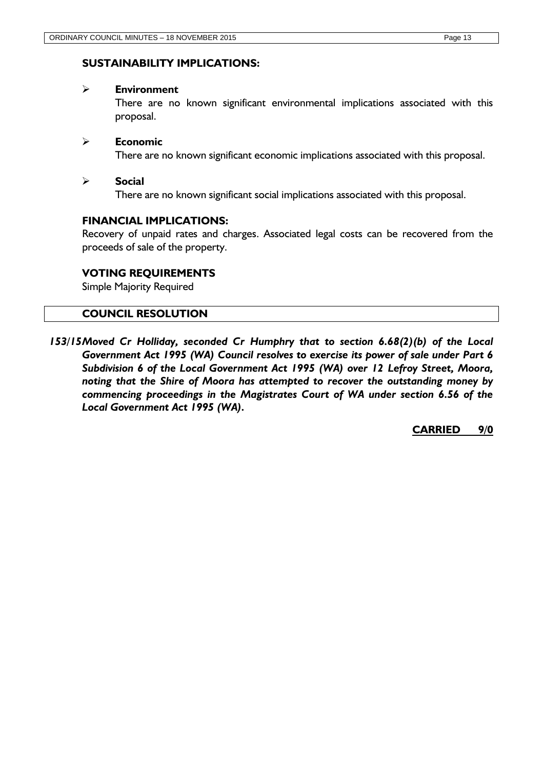### SUSTAINABILITY IMPLICATIONS:

- **Environment**
  There are no known significant environmental implications associated with this proposal.

- **Economic**
  There are no known significant economic implications associated with this proposal.

- **Social**
  There are no known significant social implications associated with this proposal.

### FINANCIAL IMPLICATIONS:

Recovery of unpaid rates and charges. Associated legal costs can be recovered from the proceeds of sale of the property.

### VOTING REQUIREMENTS

Simple Majority Required

### COUNCIL RESOLUTION

***153/15 Moved Cr Holliday, seconded Cr Humphry that to section 6.68(2)(b) of the Local Government Act 1995 (WA) Council resolves to exercise its power of sale under Part 6 Subdivision 6 of the Local Government Act 1995 (WA) over 12 Lefroy Street, Moora, noting that the Shire of Moora has attempted to recover the outstanding money by commencing proceedings in the Magistrates Court of WA under section 6.56 of the Local Government Act 1995 (WA).***

**CARRIED 9/0**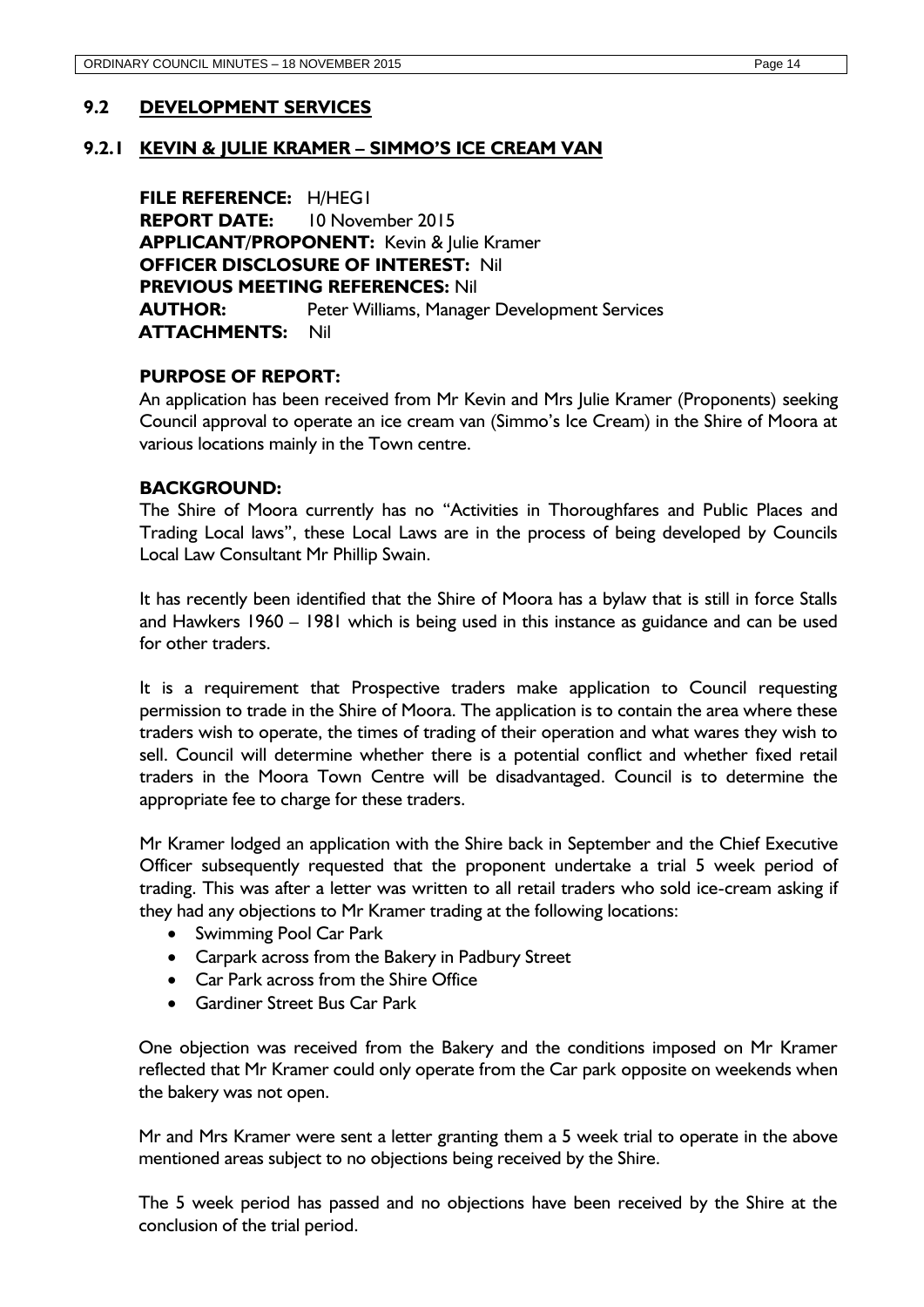## 9.2 DEVELOPMENT SERVICES

### 9.2.1 KEVIN & JULIE KRAMER – SIMMO'S ICE CREAM VAN

**FILE REFERENCE:** H/HEG1
**REPORT DATE:** 10 November 2015
**APPLICANT/PROPONENT:** Kevin & Julie Kramer
**OFFICER DISCLOSURE OF INTEREST:** Nil
**PREVIOUS MEETING REFERENCES:** Nil
**AUTHOR:** Peter Williams, Manager Development Services
**ATTACHMENTS:** Nil

**PURPOSE OF REPORT:**

An application has been received from Mr Kevin and Mrs Julie Kramer (Proponents) seeking Council approval to operate an ice cream van (Simmo's Ice Cream) in the Shire of Moora at various locations mainly in the Town centre.

**BACKGROUND:**

The Shire of Moora currently has no "Activities in Thoroughfares and Public Places and Trading Local laws", these Local Laws are in the process of being developed by Councils Local Law Consultant Mr Phillip Swain.

It has recently been identified that the Shire of Moora has a bylaw that is still in force Stalls and Hawkers 1960 – 1981 which is being used in this instance as guidance and can be used for other traders.

It is a requirement that Prospective traders make application to Council requesting permission to trade in the Shire of Moora. The application is to contain the area where these traders wish to operate, the times of trading of their operation and what wares they wish to sell. Council will determine whether there is a potential conflict and whether fixed retail traders in the Moora Town Centre will be disadvantaged. Council is to determine the appropriate fee to charge for these traders.

Mr Kramer lodged an application with the Shire back in September and the Chief Executive Officer subsequently requested that the proponent undertake a trial 5 week period of trading. This was after a letter was written to all retail traders who sold ice-cream asking if they had any objections to Mr Kramer trading at the following locations:

- Swimming Pool Car Park
- Carpark across from the Bakery in Padbury Street
- Car Park across from the Shire Office
- Gardiner Street Bus Car Park

One objection was received from the Bakery and the conditions imposed on Mr Kramer reflected that Mr Kramer could only operate from the Car park opposite on weekends when the bakery was not open.

Mr and Mrs Kramer were sent a letter granting them a 5 week trial to operate in the above mentioned areas subject to no objections being received by the Shire.

The 5 week period has passed and no objections have been received by the Shire at the conclusion of the trial period.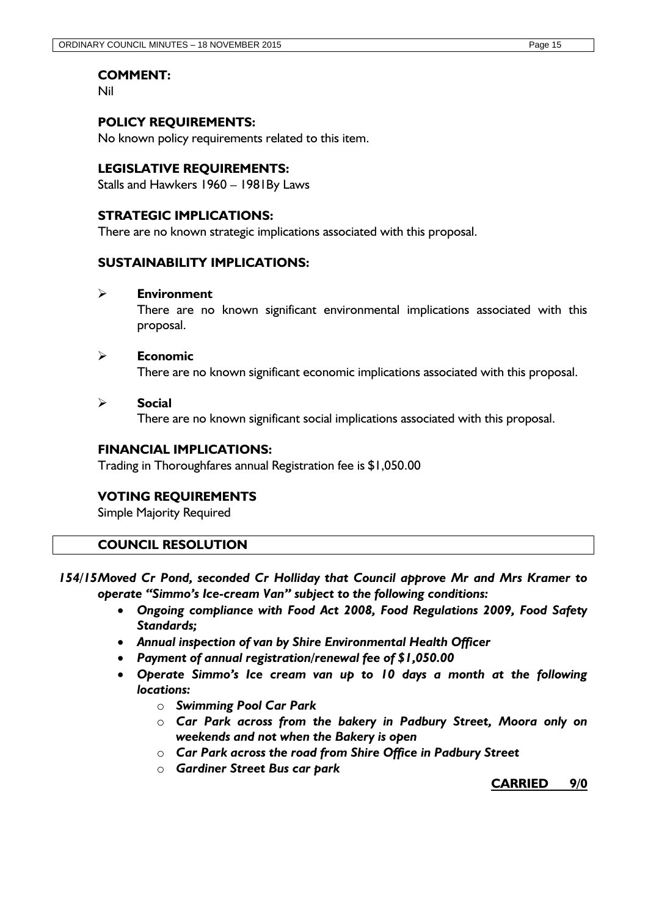### COMMENT:

Nil

### POLICY REQUIREMENTS:

No known policy requirements related to this item.

### LEGISLATIVE REQUIREMENTS:

Stalls and Hawkers 1960 – 1981By Laws

### STRATEGIC IMPLICATIONS:

There are no known strategic implications associated with this proposal.

### SUSTAINABILITY IMPLICATIONS:

- **Environment**
  There are no known significant environmental implications associated with this proposal.
- **Economic**
  There are no known significant economic implications associated with this proposal.
- **Social**
  There are no known significant social implications associated with this proposal.

### FINANCIAL IMPLICATIONS:

Trading in Thoroughfares annual Registration fee is $1,050.00

### VOTING REQUIREMENTS

Simple Majority Required

### COUNCIL RESOLUTION

***154/15 Moved Cr Pond, seconded Cr Holliday that Council approve Mr and Mrs Kramer to operate "Simmo's Ice-cream Van" subject to the following conditions:***

- ***Ongoing compliance with Food Act 2008, Food Regulations 2009, Food Safety Standards;***
- ***Annual inspection of van by Shire Environmental Health Officer***
- ***Payment of annual registration/renewal fee of $1,050.00***
- ***Operate Simmo's Ice cream van up to 10 days a month at the following locations:***
  - ***Swimming Pool Car Park***
  - ***Car Park across from the bakery in Padbury Street, Moora only on weekends and not when the Bakery is open***
  - ***Car Park across the road from Shire Office in Padbury Street***
  - ***Gardiner Street Bus car park***

**CARRIED 9/0**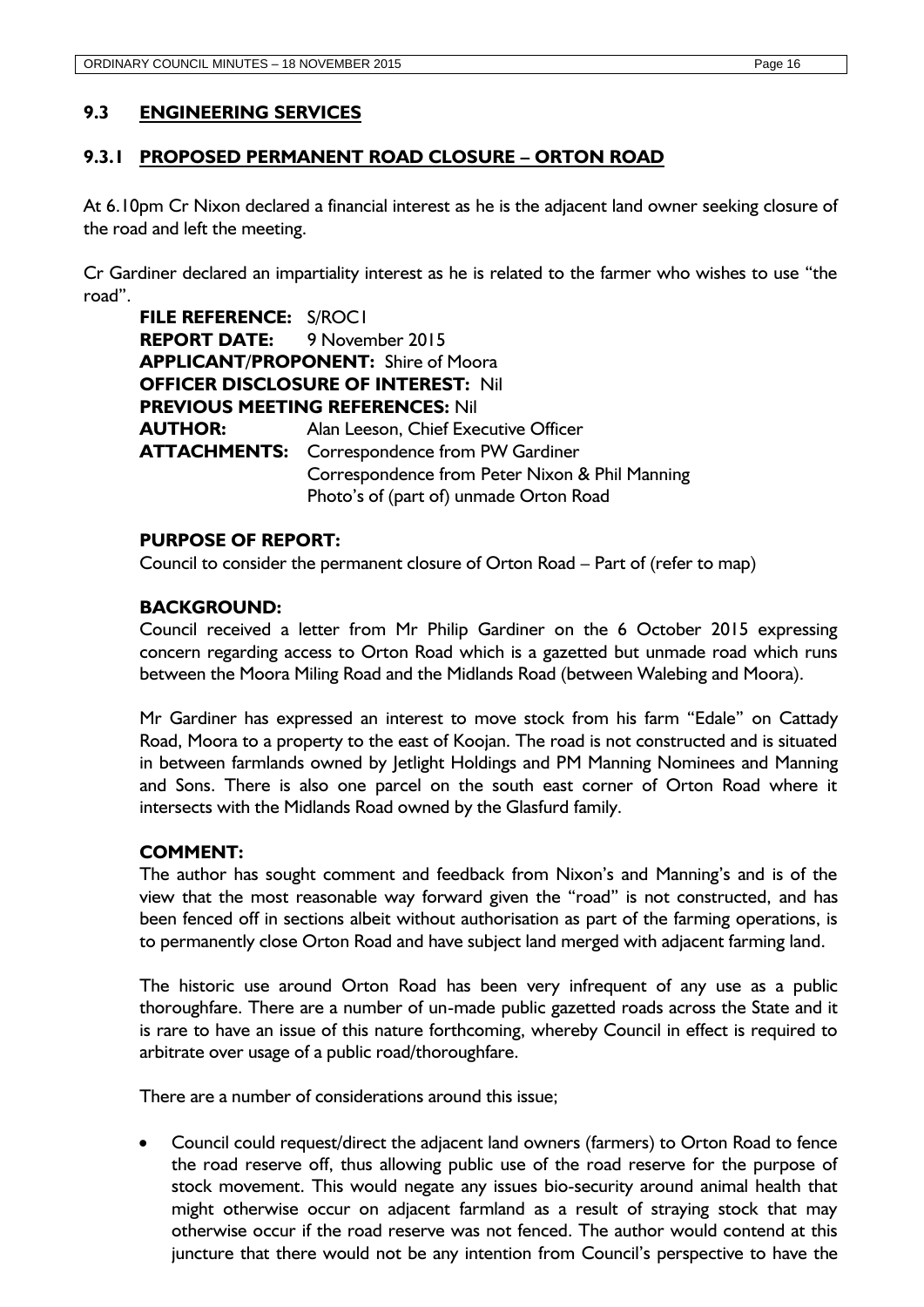## 9.3 ENGINEERING SERVICES

### 9.3.1 PROPOSED PERMANENT ROAD CLOSURE – ORTON ROAD

At 6.10pm Cr Nixon declared a financial interest as he is the adjacent land owner seeking closure of the road and left the meeting.

Cr Gardiner declared an impartiality interest as he is related to the farmer who wishes to use "the road".

**FILE REFERENCE:** S/ROC1
**REPORT DATE:** 9 November 2015
**APPLICANT/PROPONENT:** Shire of Moora
**OFFICER DISCLOSURE OF INTEREST:** Nil
**PREVIOUS MEETING REFERENCES:** Nil
**AUTHOR:** Alan Leeson, Chief Executive Officer
**ATTACHMENTS:** Correspondence from PW Gardiner
Correspondence from Peter Nixon & Phil Manning
Photo's of (part of) unmade Orton Road

**PURPOSE OF REPORT:**

Council to consider the permanent closure of Orton Road – Part of (refer to map)

**BACKGROUND:**

Council received a letter from Mr Philip Gardiner on the 6 October 2015 expressing concern regarding access to Orton Road which is a gazetted but unmade road which runs between the Moora Miling Road and the Midlands Road (between Walebing and Moora).

Mr Gardiner has expressed an interest to move stock from his farm "Edale" on Cattady Road, Moora to a property to the east of Koojan. The road is not constructed and is situated in between farmlands owned by Jetlight Holdings and PM Manning Nominees and Manning and Sons. There is also one parcel on the south east corner of Orton Road where it intersects with the Midlands Road owned by the Glasfurd family.

**COMMENT:**

The author has sought comment and feedback from Nixon's and Manning's and is of the view that the most reasonable way forward given the "road" is not constructed, and has been fenced off in sections albeit without authorisation as part of the farming operations, is to permanently close Orton Road and have subject land merged with adjacent farming land.

The historic use around Orton Road has been very infrequent of any use as a public thoroughfare. There are a number of un-made public gazetted roads across the State and it is rare to have an issue of this nature forthcoming, whereby Council in effect is required to arbitrate over usage of a public road/thoroughfare.

There are a number of considerations around this issue;

- Council could request/direct the adjacent land owners (farmers) to Orton Road to fence the road reserve off, thus allowing public use of the road reserve for the purpose of stock movement. This would negate any issues bio-security around animal health that might otherwise occur on adjacent farmland as a result of straying stock that may otherwise occur if the road reserve was not fenced. The author would contend at this juncture that there would not be any intention from Council's perspective to have the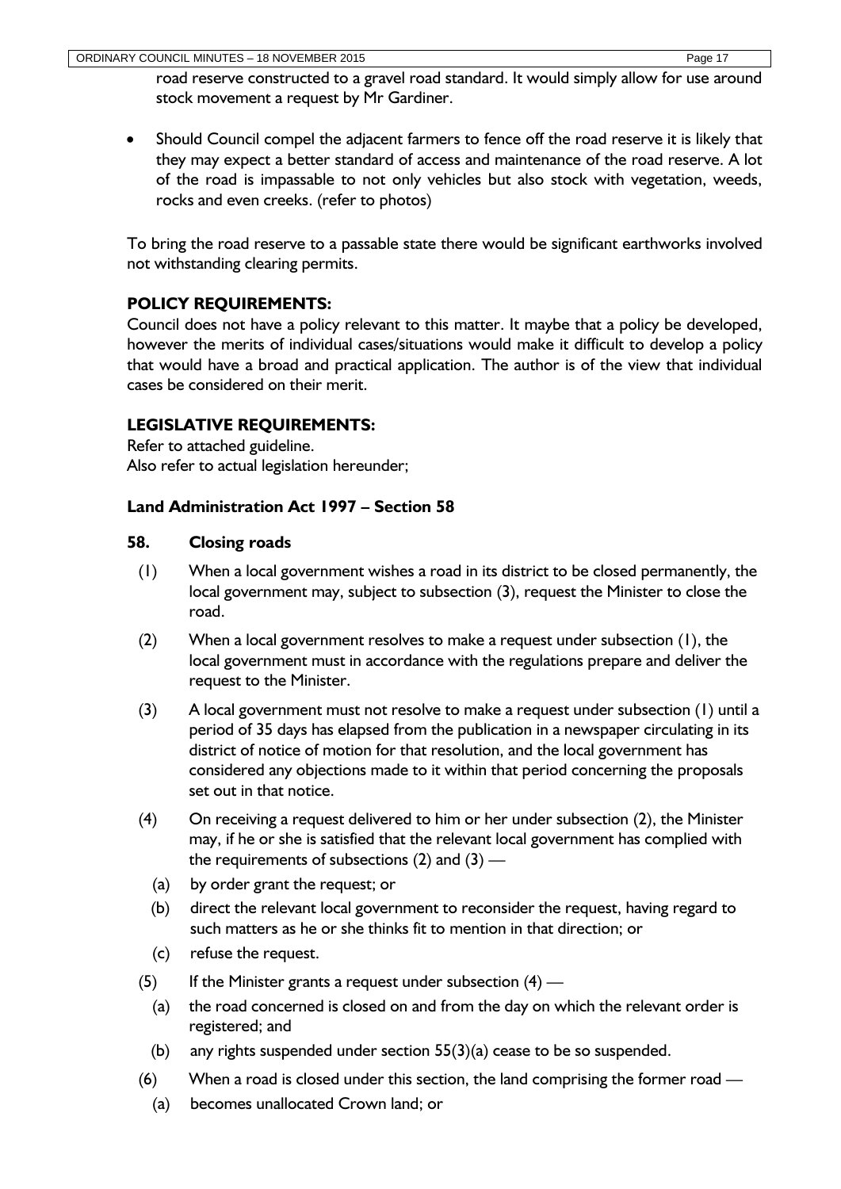road reserve constructed to a gravel road standard. It would simply allow for use around stock movement a request by Mr Gardiner.

- Should Council compel the adjacent farmers to fence off the road reserve it is likely that they may expect a better standard of access and maintenance of the road reserve. A lot of the road is impassable to not only vehicles but also stock with vegetation, weeds, rocks and even creeks. (refer to photos)

To bring the road reserve to a passable state there would be significant earthworks involved not withstanding clearing permits.

## POLICY REQUIREMENTS:

Council does not have a policy relevant to this matter. It maybe that a policy be developed, however the merits of individual cases/situations would make it difficult to develop a policy that would have a broad and practical application. The author is of the view that individual cases be considered on their merit.

## LEGISLATIVE REQUIREMENTS:

Refer to attached guideline.
Also refer to actual legislation hereunder;

**Land Administration Act 1997 – Section 58**

**58. Closing roads**

(1) When a local government wishes a road in its district to be closed permanently, the local government may, subject to subsection (3), request the Minister to close the road.

(2) When a local government resolves to make a request under subsection (1), the local government must in accordance with the regulations prepare and deliver the request to the Minister.

(3) A local government must not resolve to make a request under subsection (1) until a period of 35 days has elapsed from the publication in a newspaper circulating in its district of notice of motion for that resolution, and the local government has considered any objections made to it within that period concerning the proposals set out in that notice.

(4) On receiving a request delivered to him or her under subsection (2), the Minister may, if he or she is satisfied that the relevant local government has complied with the requirements of subsections (2) and (3) —

(a) by order grant the request; or

(b) direct the relevant local government to reconsider the request, having regard to such matters as he or she thinks fit to mention in that direction; or

(c) refuse the request.

(5) If the Minister grants a request under subsection (4) —

(a) the road concerned is closed on and from the day on which the relevant order is registered; and

(b) any rights suspended under section 55(3)(a) cease to be so suspended.

(6) When a road is closed under this section, the land comprising the former road —

(a) becomes unallocated Crown land; or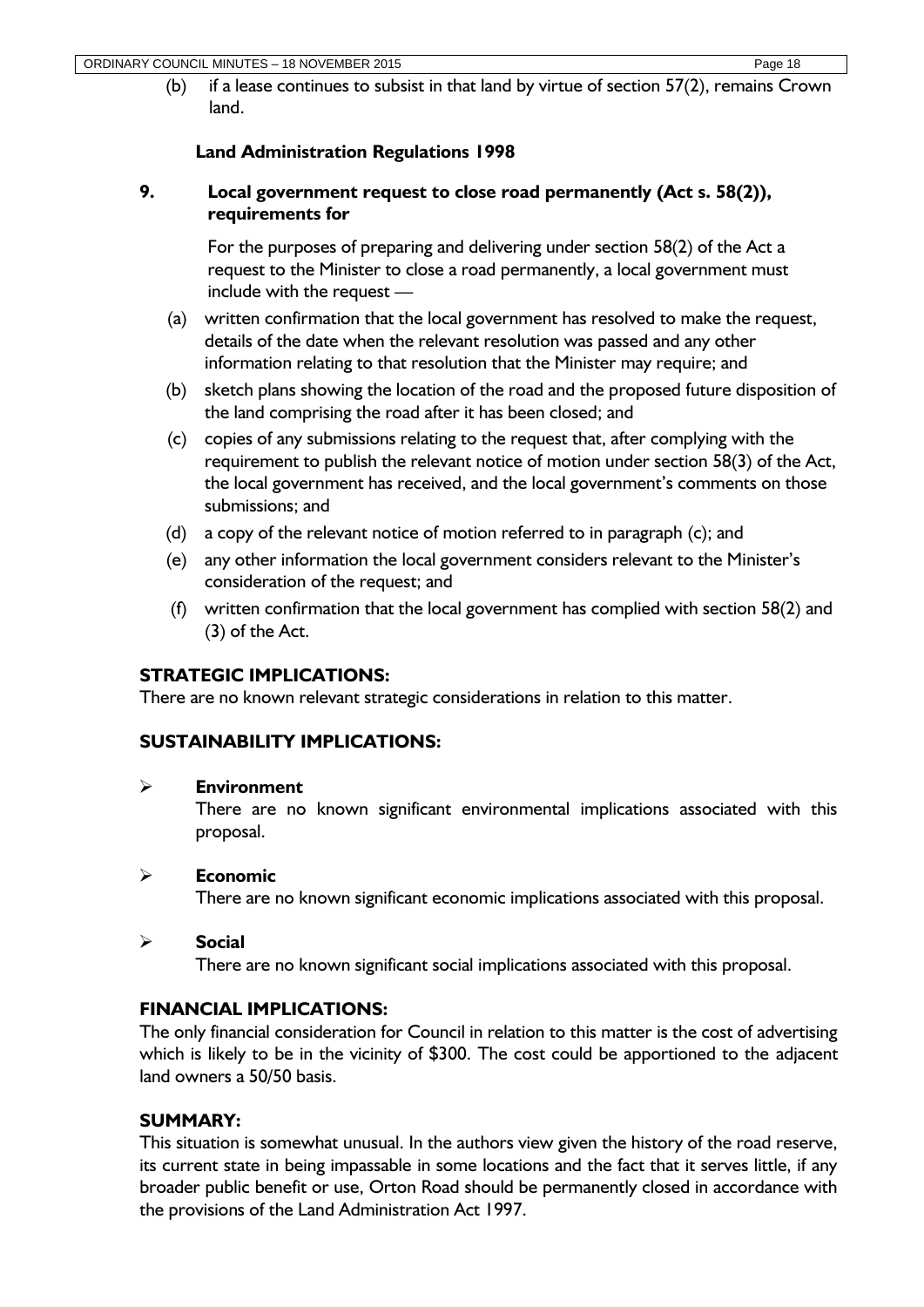(b) if a lease continues to subsist in that land by virtue of section 57(2), remains Crown land.

**Land Administration Regulations 1998**

**9. Local government request to close road permanently (Act s. 58(2)), requirements for**

For the purposes of preparing and delivering under section 58(2) of the Act a request to the Minister to close a road permanently, a local government must include with the request —

(a) written confirmation that the local government has resolved to make the request, details of the date when the relevant resolution was passed and any other information relating to that resolution that the Minister may require; and

(b) sketch plans showing the location of the road and the proposed future disposition of the land comprising the road after it has been closed; and

(c) copies of any submissions relating to the request that, after complying with the requirement to publish the relevant notice of motion under section 58(3) of the Act, the local government has received, and the local government's comments on those submissions; and

(d) a copy of the relevant notice of motion referred to in paragraph (c); and

(e) any other information the local government considers relevant to the Minister's consideration of the request; and

(f) written confirmation that the local government has complied with section 58(2) and (3) of the Act.

## STRATEGIC IMPLICATIONS:

There are no known relevant strategic considerations in relation to this matter.

## SUSTAINABILITY IMPLICATIONS:

- **Environment**
  There are no known significant environmental implications associated with this proposal.

- **Economic**
  There are no known significant economic implications associated with this proposal.

- **Social**
  There are no known significant social implications associated with this proposal.

## FINANCIAL IMPLICATIONS:

The only financial consideration for Council in relation to this matter is the cost of advertising which is likely to be in the vicinity of $300. The cost could be apportioned to the adjacent land owners a 50/50 basis.

## SUMMARY:

This situation is somewhat unusual. In the authors view given the history of the road reserve, its current state in being impassable in some locations and the fact that it serves little, if any broader public benefit or use, Orton Road should be permanently closed in accordance with the provisions of the Land Administration Act 1997.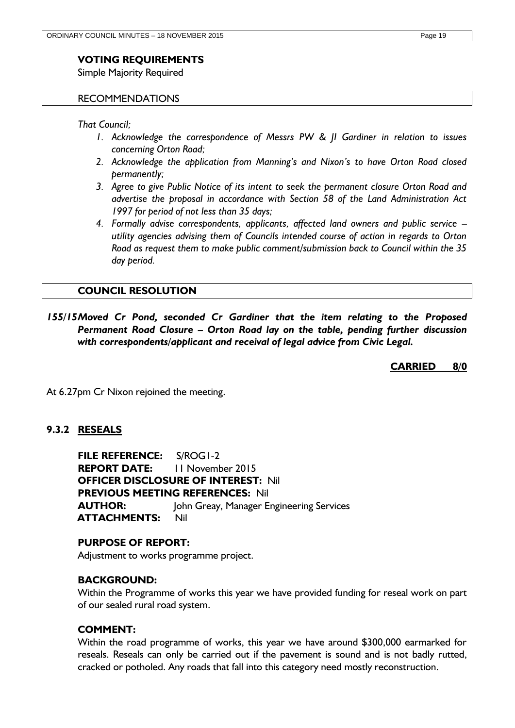**VOTING REQUIREMENTS**

Simple Majority Required

RECOMMENDATIONS

*That Council;*

1. *Acknowledge the correspondence of Messrs PW & JI Gardiner in relation to issues concerning Orton Road;*
2. *Acknowledge the application from Manning's and Nixon's to have Orton Road closed permanently;*
3. *Agree to give Public Notice of its intent to seek the permanent closure Orton Road and advertise the proposal in accordance with Section 58 of the Land Administration Act 1997 for period of not less than 35 days;*
4. *Formally advise correspondents, applicants, affected land owners and public service – utility agencies advising them of Councils intended course of action in regards to Orton Road as request them to make public comment/submission back to Council within the 35 day period.*

**COUNCIL RESOLUTION**

***155/15 Moved Cr Pond, seconded Cr Gardiner that the item relating to the Proposed Permanent Road Closure – Orton Road lay on the table, pending further discussion with correspondents/applicant and receival of legal advice from Civic Legal.***

**CARRIED 8/0**

At 6.27pm Cr Nixon rejoined the meeting.

## 9.3.2 RESEALS

**FILE REFERENCE:** S/ROG1-2
**REPORT DATE:** 11 November 2015
**OFFICER DISCLOSURE OF INTEREST:** Nil
**PREVIOUS MEETING REFERENCES:** Nil
**AUTHOR:** John Greay, Manager Engineering Services
**ATTACHMENTS:** Nil

**PURPOSE OF REPORT:**

Adjustment to works programme project.

**BACKGROUND:**

Within the Programme of works this year we have provided funding for reseal work on part of our sealed rural road system.

**COMMENT:**

Within the road programme of works, this year we have around $300,000 earmarked for reseals. Reseals can only be carried out if the pavement is sound and is not badly rutted, cracked or potholed. Any roads that fall into this category need mostly reconstruction.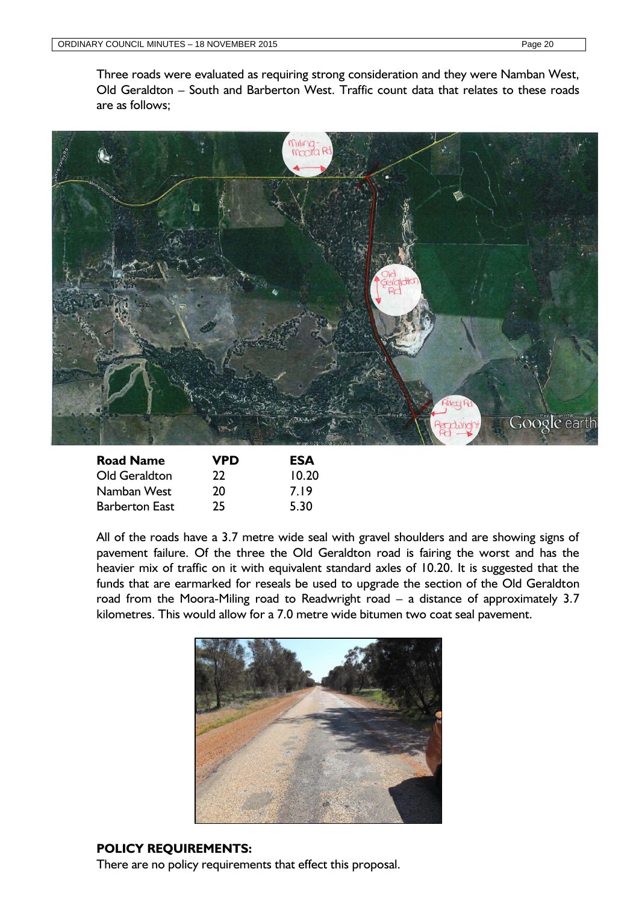Three roads were evaluated as requiring strong consideration and they were Namban West, Old Geraldton – South and Barberton West. Traffic count data that relates to these roads are as follows;

| Road Name | VPD | ESA |
|---|---|---|
| Old Geraldton | 22 | 10.20 |
| Namban West | 20 | 7.19 |
| Barberton East | 25 | 5.30 |

All of the roads have a 3.7 metre wide seal with gravel shoulders and are showing signs of pavement failure. Of the three the Old Geraldton road is fairing the worst and has the heavier mix of traffic on it with equivalent standard axles of 10.20. It is suggested that the funds that are earmarked for reseals be used to upgrade the section of the Old Geraldton road from the Moora-Miling road to Readwright road – a distance of approximately 3.7 kilometres. This would allow for a 7.0 metre wide bitumen two coat seal pavement.

**POLICY REQUIREMENTS:**

There are no policy requirements that effect this proposal.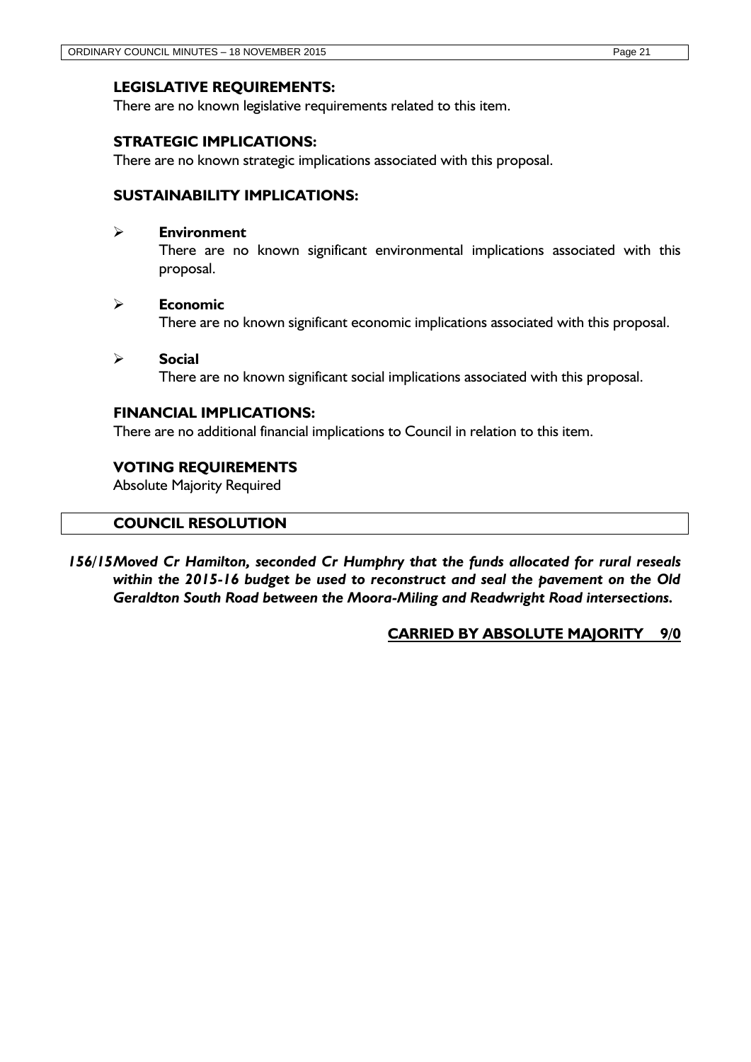### LEGISLATIVE REQUIREMENTS:

There are no known legislative requirements related to this item.

### STRATEGIC IMPLICATIONS:

There are no known strategic implications associated with this proposal.

### SUSTAINABILITY IMPLICATIONS:

- **Environment**
  There are no known significant environmental implications associated with this proposal.

- **Economic**
  There are no known significant economic implications associated with this proposal.

- **Social**
  There are no known significant social implications associated with this proposal.

### FINANCIAL IMPLICATIONS:

There are no additional financial implications to Council in relation to this item.

### VOTING REQUIREMENTS

Absolute Majority Required

### COUNCIL RESOLUTION

***156/15 Moved Cr Hamilton, seconded Cr Humphry that the funds allocated for rural reseals within the 2015-16 budget be used to reconstruct and seal the pavement on the Old Geraldton South Road between the Moora-Miling and Readwright Road intersections.***

**CARRIED BY ABSOLUTE MAJORITY 9/0**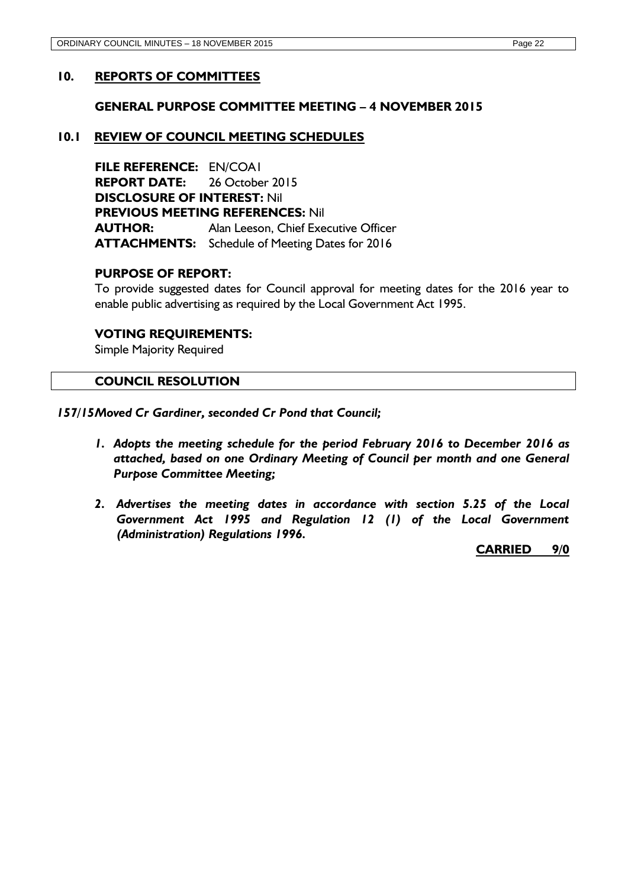## 10. REPORTS OF COMMITTEES

### GENERAL PURPOSE COMMITTEE MEETING – 4 NOVEMBER 2015

### 10.1 REVIEW OF COUNCIL MEETING SCHEDULES

**FILE REFERENCE:** EN/COA1
**REPORT DATE:** 26 October 2015
**DISCLOSURE OF INTEREST:** Nil
**PREVIOUS MEETING REFERENCES:** Nil
**AUTHOR:** Alan Leeson, Chief Executive Officer
**ATTACHMENTS:** Schedule of Meeting Dates for 2016

**PURPOSE OF REPORT:**

To provide suggested dates for Council approval for meeting dates for the 2016 year to enable public advertising as required by the Local Government Act 1995.

**VOTING REQUIREMENTS:**

Simple Majority Required

**COUNCIL RESOLUTION**

***157/15 Moved Cr Gardiner, seconded Cr Pond that Council;***

1. ***Adopts the meeting schedule for the period February 2016 to December 2016 as attached, based on one Ordinary Meeting of Council per month and one General Purpose Committee Meeting;***
2. ***Advertises the meeting dates in accordance with section 5.25 of the Local Government Act 1995 and Regulation 12 (1) of the Local Government (Administration) Regulations 1996.***

**CARRIED 9/0**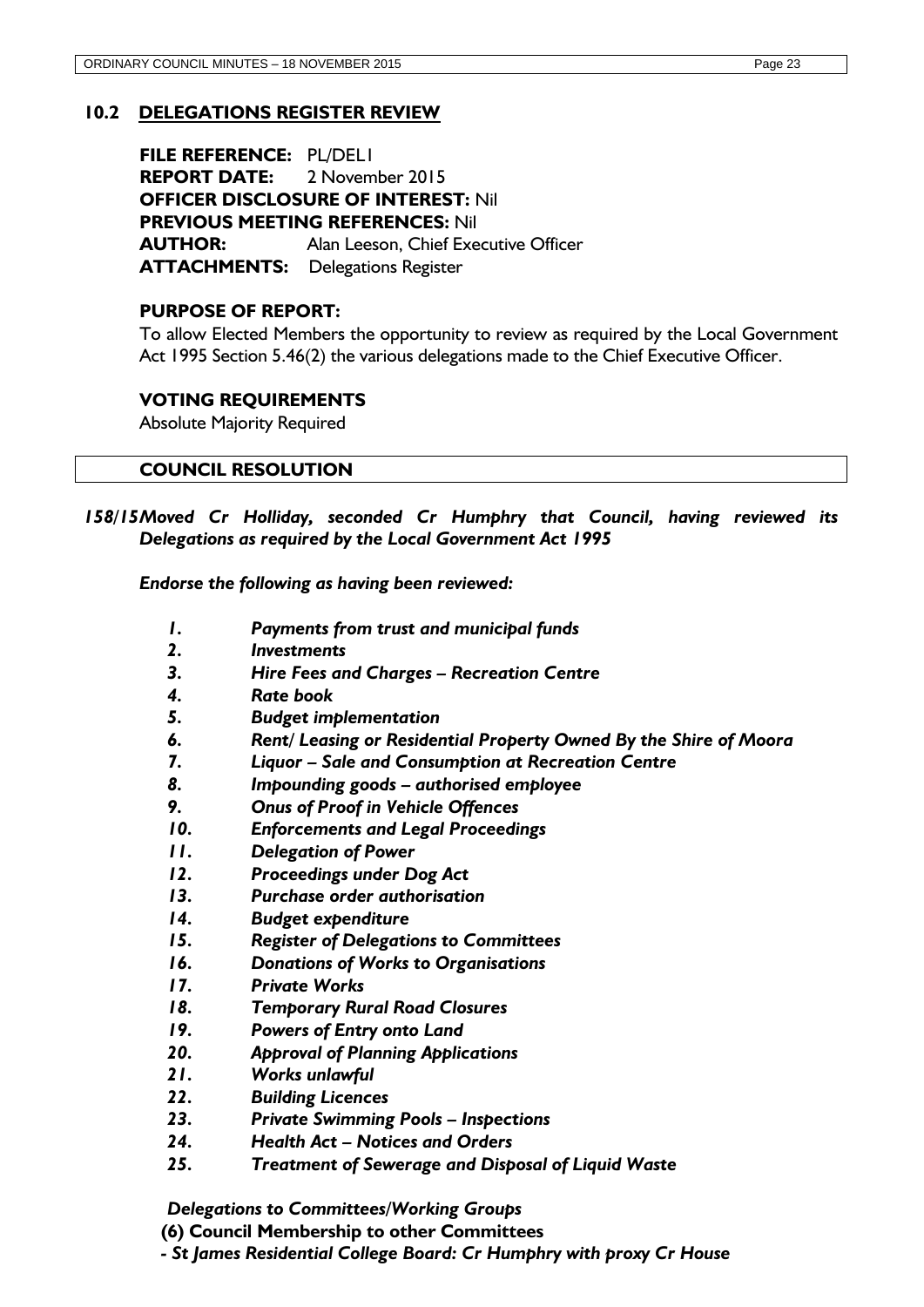## 10.2 DELEGATIONS REGISTER REVIEW

**FILE REFERENCE:** PL/DEL1
**REPORT DATE:** 2 November 2015
**OFFICER DISCLOSURE OF INTEREST:** Nil
**PREVIOUS MEETING REFERENCES:** Nil
**AUTHOR:** Alan Leeson, Chief Executive Officer
**ATTACHMENTS:** Delegations Register

### PURPOSE OF REPORT:

To allow Elected Members the opportunity to review as required by the Local Government Act 1995 Section 5.46(2) the various delegations made to the Chief Executive Officer.

### VOTING REQUIREMENTS

Absolute Majority Required

### COUNCIL RESOLUTION

***158/15 Moved Cr Holliday, seconded Cr Humphry that Council, having reviewed its Delegations as required by the Local Government Act 1995***

***Endorse the following as having been reviewed:***

1. ***Payments from trust and municipal funds***
2. ***Investments***
3. ***Hire Fees and Charges – Recreation Centre***
4. ***Rate book***
5. ***Budget implementation***
6. ***Rent/ Leasing or Residential Property Owned By the Shire of Moora***
7. ***Liquor – Sale and Consumption at Recreation Centre***
8. ***Impounding goods – authorised employee***
9. ***Onus of Proof in Vehicle Offences***
10. ***Enforcements and Legal Proceedings***
11. ***Delegation of Power***
12. ***Proceedings under Dog Act***
13. ***Purchase order authorisation***
14. ***Budget expenditure***
15. ***Register of Delegations to Committees***
16. ***Donations of Works to Organisations***
17. ***Private Works***
18. ***Temporary Rural Road Closures***
19. ***Powers of Entry onto Land***
20. ***Approval of Planning Applications***
21. ***Works unlawful***
22. ***Building Licences***
23. ***Private Swimming Pools – Inspections***
24. ***Health Act – Notices and Orders***
25. ***Treatment of Sewerage and Disposal of Liquid Waste***

***Delegations to Committees/Working Groups***

**(6) Council Membership to other Committees**

***- St James Residential College Board: Cr Humphry with proxy Cr House***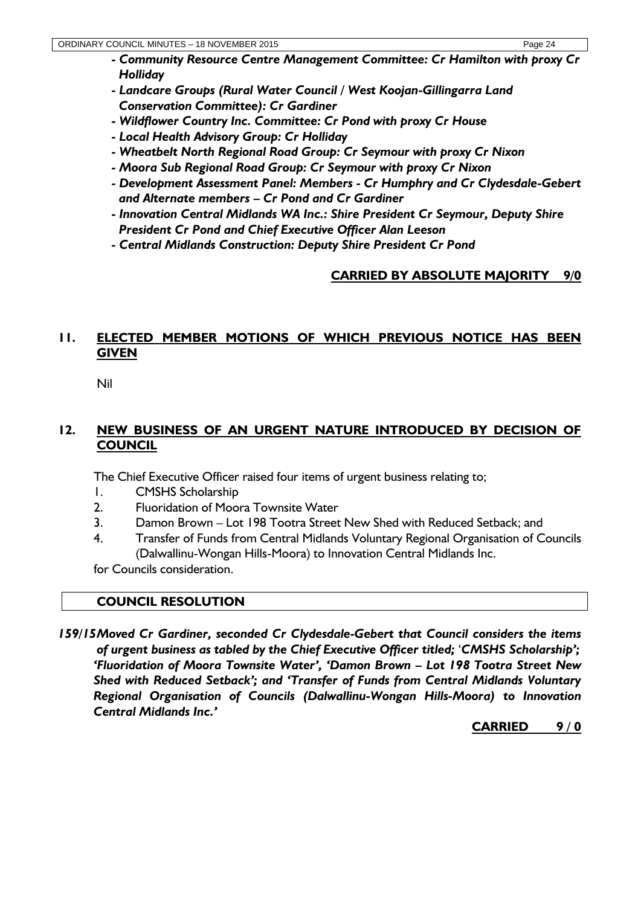- ***Community Resource Centre Management Committee: Cr Hamilton with proxy Cr Holliday***
- ***Landcare Groups (Rural Water Council / West Koojan-Gillingarra Land Conservation Committee): Cr Gardiner***
- ***Wildflower Country Inc. Committee: Cr Pond with proxy Cr House***
- ***Local Health Advisory Group: Cr Holliday***
- ***Wheatbelt North Regional Road Group: Cr Seymour with proxy Cr Nixon***
- ***Moora Sub Regional Road Group: Cr Seymour with proxy Cr Nixon***
- ***Development Assessment Panel: Members - Cr Humphry and Cr Clydesdale-Gebert and Alternate members – Cr Pond and Cr Gardiner***
- ***Innovation Central Midlands WA Inc.: Shire President Cr Seymour, Deputy Shire President Cr Pond and Chief Executive Officer Alan Leeson***
- ***Central Midlands Construction: Deputy Shire President Cr Pond***

**CARRIED BY ABSOLUTE MAJORITY 9/0**

## 11. ELECTED MEMBER MOTIONS OF WHICH PREVIOUS NOTICE HAS BEEN GIVEN

Nil

## 12. NEW BUSINESS OF AN URGENT NATURE INTRODUCED BY DECISION OF COUNCIL

The Chief Executive Officer raised four items of urgent business relating to;

1. CMSHS Scholarship
2. Fluoridation of Moora Townsite Water
3. Damon Brown – Lot 198 Tootra Street New Shed with Reduced Setback; and
4. Transfer of Funds from Central Midlands Voluntary Regional Organisation of Councils (Dalwallinu-Wongan Hills-Moora) to Innovation Central Midlands Inc.

for Councils consideration.

**COUNCIL RESOLUTION**

***159/15 Moved Cr Gardiner, seconded Cr Clydesdale-Gebert that Council considers the items of urgent business as tabled by the Chief Executive Officer titled; 'CMSHS Scholarship'; 'Fluoridation of Moora Townsite Water', 'Damon Brown – Lot 198 Tootra Street New Shed with Reduced Setback'; and 'Transfer of Funds from Central Midlands Voluntary Regional Organisation of Councils (Dalwallinu-Wongan Hills-Moora) to Innovation Central Midlands Inc.'***

**CARRIED 9 / 0**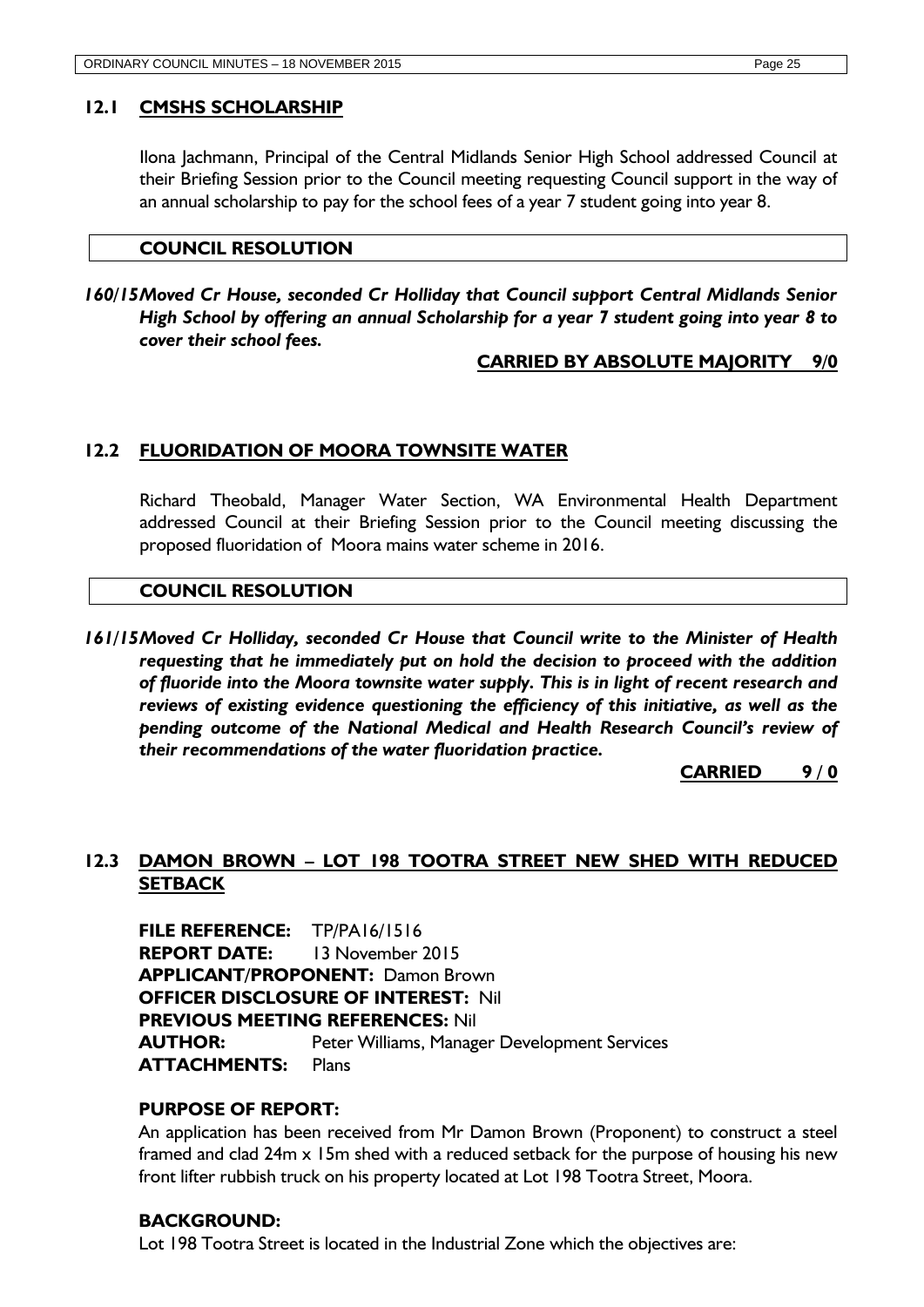## 12.1 CMSHS SCHOLARSHIP

Ilona Jachmann, Principal of the Central Midlands Senior High School addressed Council at their Briefing Session prior to the Council meeting requesting Council support in the way of an annual scholarship to pay for the school fees of a year 7 student going into year 8.

**COUNCIL RESOLUTION**

***160/15 Moved Cr House, seconded Cr Holliday that Council support Central Midlands Senior High School by offering an annual Scholarship for a year 7 student going into year 8 to cover their school fees.***

**CARRIED BY ABSOLUTE MAJORITY 9/0**

## 12.2 FLUORIDATION OF MOORA TOWNSITE WATER

Richard Theobald, Manager Water Section, WA Environmental Health Department addressed Council at their Briefing Session prior to the Council meeting discussing the proposed fluoridation of Moora mains water scheme in 2016.

**COUNCIL RESOLUTION**

***161/15 Moved Cr Holliday, seconded Cr House that Council write to the Minister of Health requesting that he immediately put on hold the decision to proceed with the addition of fluoride into the Moora townsite water supply. This is in light of recent research and reviews of existing evidence questioning the efficiency of this initiative, as well as the pending outcome of the National Medical and Health Research Council's review of their recommendations of the water fluoridation practice.***

**CARRIED 9 / 0**

## 12.3 DAMON BROWN – LOT 198 TOOTRA STREET NEW SHED WITH REDUCED SETBACK

**FILE REFERENCE:** TP/PA16/1516
**REPORT DATE:** 13 November 2015
**APPLICANT/PROPONENT:** Damon Brown
**OFFICER DISCLOSURE OF INTEREST:** Nil
**PREVIOUS MEETING REFERENCES:** Nil
**AUTHOR:** Peter Williams, Manager Development Services
**ATTACHMENTS:** Plans

**PURPOSE OF REPORT:**

An application has been received from Mr Damon Brown (Proponent) to construct a steel framed and clad 24m x 15m shed with a reduced setback for the purpose of housing his new front lifter rubbish truck on his property located at Lot 198 Tootra Street, Moora.

**BACKGROUND:**

Lot 198 Tootra Street is located in the Industrial Zone which the objectives are: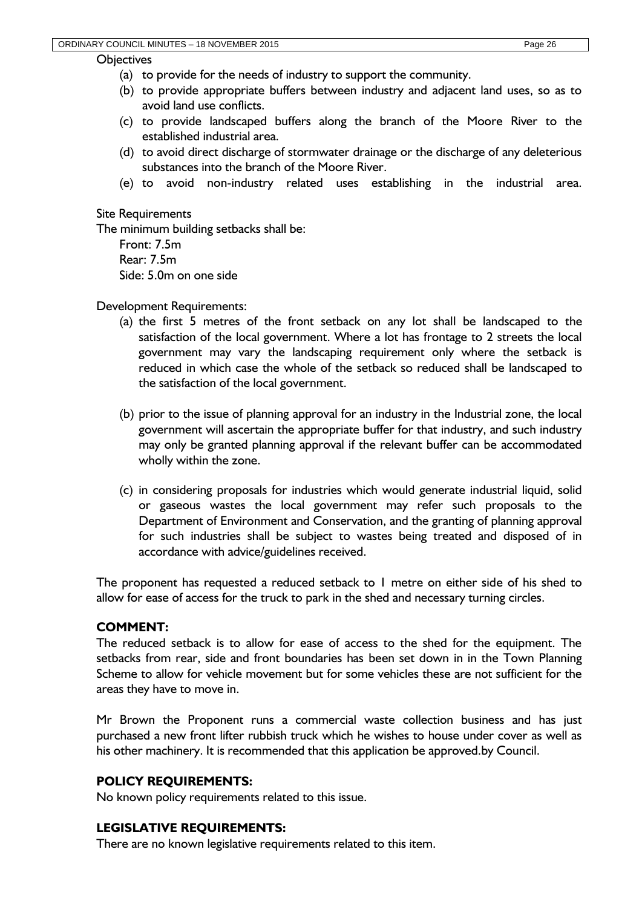Objectives

(a) to provide for the needs of industry to support the community.
(b) to provide appropriate buffers between industry and adjacent land uses, so as to avoid land use conflicts.
(c) to provide landscaped buffers along the branch of the Moore River to the established industrial area.
(d) to avoid direct discharge of stormwater drainage or the discharge of any deleterious substances into the branch of the Moore River.
(e) to avoid non-industry related uses establishing in the industrial area.

Site Requirements

The minimum building setbacks shall be:

Front: 7.5m
Rear: 7.5m
Side: 5.0m on one side

Development Requirements:

(a) the first 5 metres of the front setback on any lot shall be landscaped to the satisfaction of the local government. Where a lot has frontage to 2 streets the local government may vary the landscaping requirement only where the setback is reduced in which case the whole of the setback so reduced shall be landscaped to the satisfaction of the local government.

(b) prior to the issue of planning approval for an industry in the Industrial zone, the local government will ascertain the appropriate buffer for that industry, and such industry may only be granted planning approval if the relevant buffer can be accommodated wholly within the zone.

(c) in considering proposals for industries which would generate industrial liquid, solid or gaseous wastes the local government may refer such proposals to the Department of Environment and Conservation, and the granting of planning approval for such industries shall be subject to wastes being treated and disposed of in accordance with advice/guidelines received.

The proponent has requested a reduced setback to 1 metre on either side of his shed to allow for ease of access for the truck to park in the shed and necessary turning circles.

**COMMENT:**

The reduced setback is to allow for ease of access to the shed for the equipment. The setbacks from rear, side and front boundaries has been set down in in the Town Planning Scheme to allow for vehicle movement but for some vehicles these are not sufficient for the areas they have to move in.

Mr Brown the Proponent runs a commercial waste collection business and has just purchased a new front lifter rubbish truck which he wishes to house under cover as well as his other machinery. It is recommended that this application be approved.by Council.

**POLICY REQUIREMENTS:**

No known policy requirements related to this issue.

**LEGISLATIVE REQUIREMENTS:**

There are no known legislative requirements related to this item.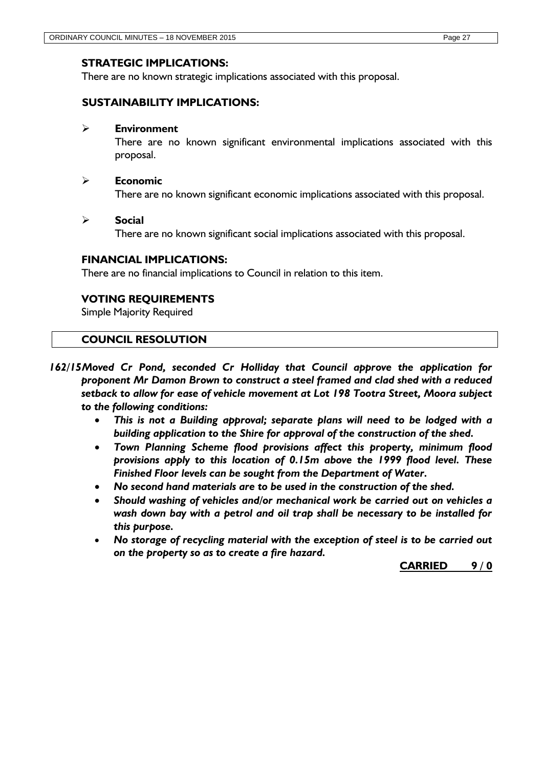## STRATEGIC IMPLICATIONS:

There are no known strategic implications associated with this proposal.

## SUSTAINABILITY IMPLICATIONS:

- **Environment**
  There are no known significant environmental implications associated with this proposal.

- **Economic**
  There are no known significant economic implications associated with this proposal.

- **Social**
  There are no known significant social implications associated with this proposal.

## FINANCIAL IMPLICATIONS:

There are no financial implications to Council in relation to this item.

## VOTING REQUIREMENTS

Simple Majority Required

## COUNCIL RESOLUTION

***162/15 Moved Cr Pond, seconded Cr Holliday that Council approve the application for proponent Mr Damon Brown to construct a steel framed and clad shed with a reduced setback to allow for ease of vehicle movement at Lot 198 Tootra Street, Moora subject to the following conditions:***

- ***This is not a Building approval; separate plans will need to be lodged with a building application to the Shire for approval of the construction of the shed.***
- ***Town Planning Scheme flood provisions affect this property, minimum flood provisions apply to this location of 0.15m above the 1999 flood level. These Finished Floor levels can be sought from the Department of Water.***
- ***No second hand materials are to be used in the construction of the shed.***
- ***Should washing of vehicles and/or mechanical work be carried out on vehicles a wash down bay with a petrol and oil trap shall be necessary to be installed for this purpose.***
- ***No storage of recycling material with the exception of steel is to be carried out on the property so as to create a fire hazard.***

**CARRIED 9 / 0**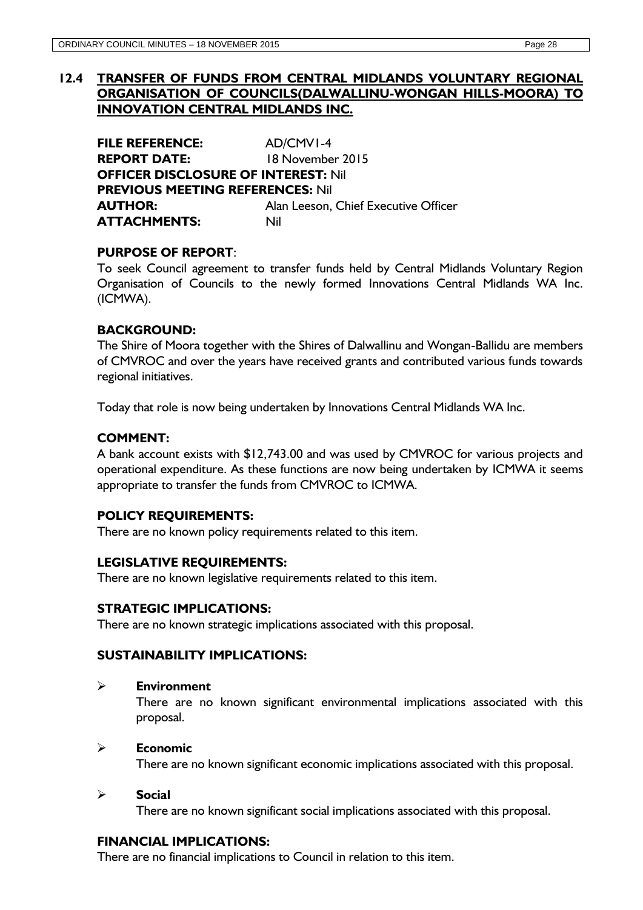## 12.4 TRANSFER OF FUNDS FROM CENTRAL MIDLANDS VOLUNTARY REGIONAL ORGANISATION OF COUNCILS(DALWALLINU-WONGAN HILLS-MOORA) TO INNOVATION CENTRAL MIDLANDS INC.

**FILE REFERENCE:** AD/CMV1-4
**REPORT DATE:** 18 November 2015
**OFFICER DISCLOSURE OF INTEREST:** Nil
**PREVIOUS MEETING REFERENCES:** Nil
**AUTHOR:** Alan Leeson, Chief Executive Officer
**ATTACHMENTS:** Nil

### PURPOSE OF REPORT:

To seek Council agreement to transfer funds held by Central Midlands Voluntary Region Organisation of Councils to the newly formed Innovations Central Midlands WA Inc. (ICMWA).

### BACKGROUND:

The Shire of Moora together with the Shires of Dalwallinu and Wongan-Ballidu are members of CMVROC and over the years have received grants and contributed various funds towards regional initiatives.

Today that role is now being undertaken by Innovations Central Midlands WA Inc.

### COMMENT:

A bank account exists with $12,743.00 and was used by CMVROC for various projects and operational expenditure. As these functions are now being undertaken by ICMWA it seems appropriate to transfer the funds from CMVROC to ICMWA.

### POLICY REQUIREMENTS:

There are no known policy requirements related to this item.

### LEGISLATIVE REQUIREMENTS:

There are no known legislative requirements related to this item.

### STRATEGIC IMPLICATIONS:

There are no known strategic implications associated with this proposal.

### SUSTAINABILITY IMPLICATIONS:

- **Environment**
  There are no known significant environmental implications associated with this proposal.

- **Economic**
  There are no known significant economic implications associated with this proposal.

- **Social**
  There are no known significant social implications associated with this proposal.

### FINANCIAL IMPLICATIONS:

There are no financial implications to Council in relation to this item.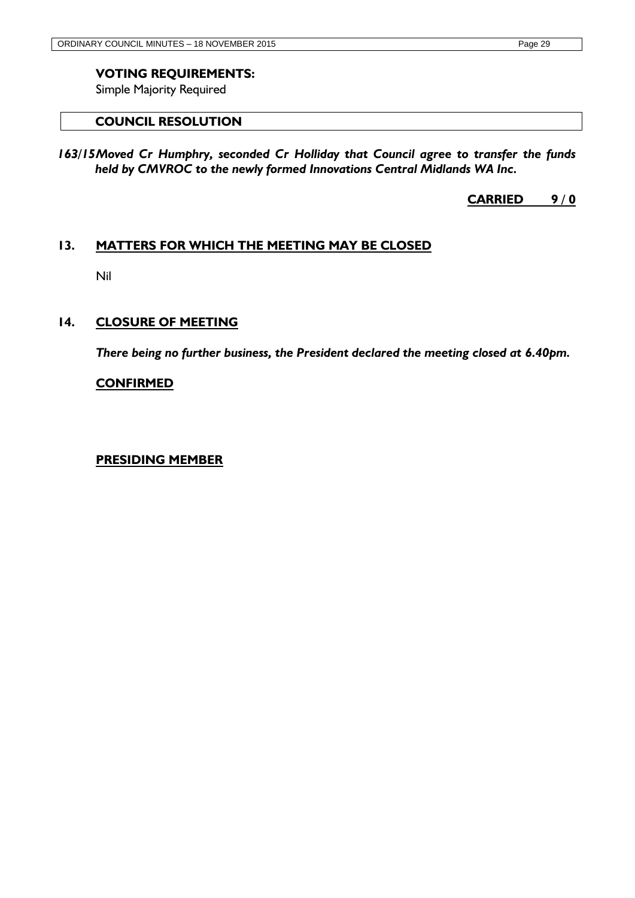**VOTING REQUIREMENTS:**
Simple Majority Required

**COUNCIL RESOLUTION**

***163/15 Moved Cr Humphry, seconded Cr Holliday that Council agree to transfer the funds held by CMVROC to the newly formed Innovations Central Midlands WA Inc.***

**CARRIED 9 / 0**

## 13. MATTERS FOR WHICH THE MEETING MAY BE CLOSED

Nil

## 14. CLOSURE OF MEETING

***There being no further business, the President declared the meeting closed at 6.40pm.***

**CONFIRMED**

**PRESIDING MEMBER**